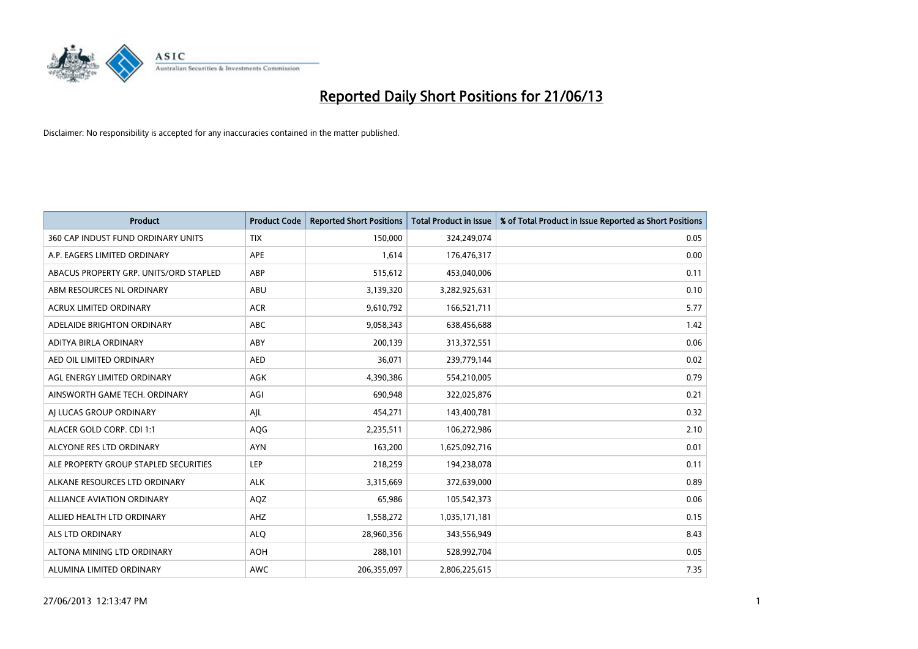# Reported Daily Short Positions for 21/06/13

Disclaimer: No responsibility is accepted for any inaccuracies contained in the matter published.

| Product | Product Code | Reported Short Positions | Total Product in Issue | % of Total Product in Issue Reported as Short Positions |
|---|---|---|---|---|
| 360 CAP INDUST FUND ORDINARY UNITS | TIX | 150,000 | 324,249,074 | 0.05 |
| A.P. EAGERS LIMITED ORDINARY | APE | 1,614 | 176,476,317 | 0.00 |
| ABACUS PROPERTY GRP. UNITS/ORD STAPLED | ABP | 515,612 | 453,040,006 | 0.11 |
| ABM RESOURCES NL ORDINARY | ABU | 3,139,320 | 3,282,925,631 | 0.10 |
| ACRUX LIMITED ORDINARY | ACR | 9,610,792 | 166,521,711 | 5.77 |
| ADELAIDE BRIGHTON ORDINARY | ABC | 9,058,343 | 638,456,688 | 1.42 |
| ADITYA BIRLA ORDINARY | ABY | 200,139 | 313,372,551 | 0.06 |
| AED OIL LIMITED ORDINARY | AED | 36,071 | 239,779,144 | 0.02 |
| AGL ENERGY LIMITED ORDINARY | AGK | 4,390,386 | 554,210,005 | 0.79 |
| AINSWORTH GAME TECH. ORDINARY | AGI | 690,948 | 322,025,876 | 0.21 |
| AJ LUCAS GROUP ORDINARY | AJL | 454,271 | 143,400,781 | 0.32 |
| ALACER GOLD CORP. CDI 1:1 | AQG | 2,235,511 | 106,272,986 | 2.10 |
| ALCYONE RES LTD ORDINARY | AYN | 163,200 | 1,625,092,716 | 0.01 |
| ALE PROPERTY GROUP STAPLED SECURITIES | LEP | 218,259 | 194,238,078 | 0.11 |
| ALKANE RESOURCES LTD ORDINARY | ALK | 3,315,669 | 372,639,000 | 0.89 |
| ALLIANCE AVIATION ORDINARY | AQZ | 65,986 | 105,542,373 | 0.06 |
| ALLIED HEALTH LTD ORDINARY | AHZ | 1,558,272 | 1,035,171,181 | 0.15 |
| ALS LTD ORDINARY | ALQ | 28,960,356 | 343,556,949 | 8.43 |
| ALTONA MINING LTD ORDINARY | AOH | 288,101 | 528,992,704 | 0.05 |
| ALUMINA LIMITED ORDINARY | AWC | 206,355,097 | 2,806,225,615 | 7.35 |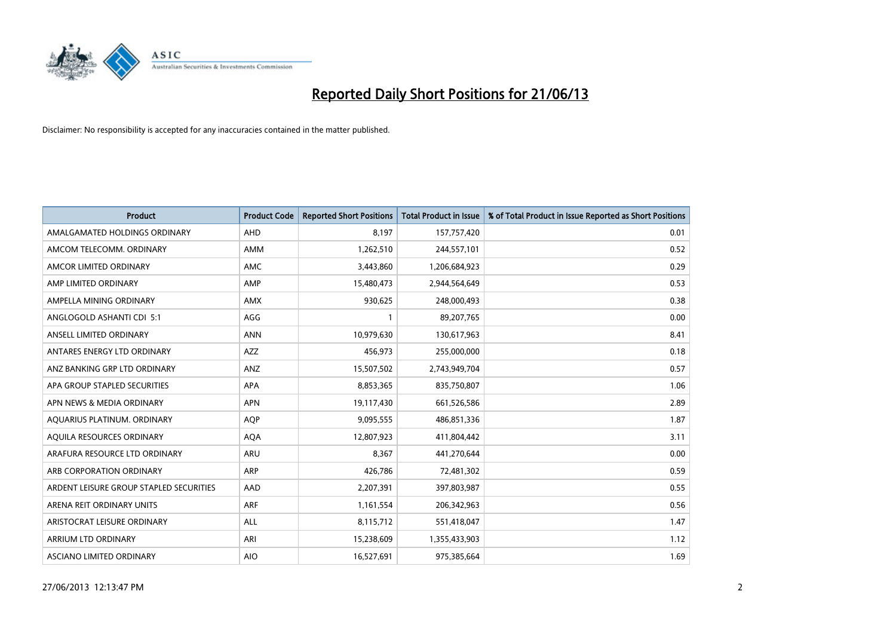# Reported Daily Short Positions for 21/06/13

Disclaimer: No responsibility is accepted for any inaccuracies contained in the matter published.

| Product | Product Code | Reported Short Positions | Total Product in Issue | % of Total Product in Issue Reported as Short Positions |
|---|---|---|---|---|
| AMALGAMATED HOLDINGS ORDINARY | AHD | 8,197 | 157,757,420 | 0.01 |
| AMCOM TELECOMM. ORDINARY | AMM | 1,262,510 | 244,557,101 | 0.52 |
| AMCOR LIMITED ORDINARY | AMC | 3,443,860 | 1,206,684,923 | 0.29 |
| AMP LIMITED ORDINARY | AMP | 15,480,473 | 2,944,564,649 | 0.53 |
| AMPELLA MINING ORDINARY | AMX | 930,625 | 248,000,493 | 0.38 |
| ANGLOGOLD ASHANTI CDI 5:1 | AGG | 1 | 89,207,765 | 0.00 |
| ANSELL LIMITED ORDINARY | ANN | 10,979,630 | 130,617,963 | 8.41 |
| ANTARES ENERGY LTD ORDINARY | AZZ | 456,973 | 255,000,000 | 0.18 |
| ANZ BANKING GRP LTD ORDINARY | ANZ | 15,507,502 | 2,743,949,704 | 0.57 |
| APA GROUP STAPLED SECURITIES | APA | 8,853,365 | 835,750,807 | 1.06 |
| APN NEWS & MEDIA ORDINARY | APN | 19,117,430 | 661,526,586 | 2.89 |
| AQUARIUS PLATINUM. ORDINARY | AQP | 9,095,555 | 486,851,336 | 1.87 |
| AQUILA RESOURCES ORDINARY | AQA | 12,807,923 | 411,804,442 | 3.11 |
| ARAFURA RESOURCE LTD ORDINARY | ARU | 8,367 | 441,270,644 | 0.00 |
| ARB CORPORATION ORDINARY | ARP | 426,786 | 72,481,302 | 0.59 |
| ARDENT LEISURE GROUP STAPLED SECURITIES | AAD | 2,207,391 | 397,803,987 | 0.55 |
| ARENA REIT ORDINARY UNITS | ARF | 1,161,554 | 206,342,963 | 0.56 |
| ARISTOCRAT LEISURE ORDINARY | ALL | 8,115,712 | 551,418,047 | 1.47 |
| ARRIUM LTD ORDINARY | ARI | 15,238,609 | 1,355,433,903 | 1.12 |
| ASCIANO LIMITED ORDINARY | AIO | 16,527,691 | 975,385,664 | 1.69 |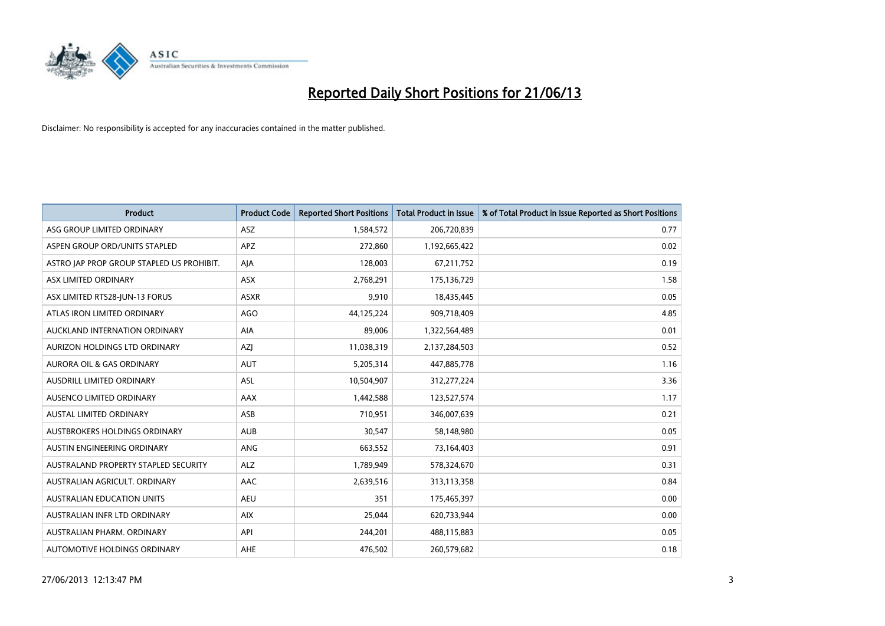# Reported Daily Short Positions for 21/06/13

Disclaimer: No responsibility is accepted for any inaccuracies contained in the matter published.

| Product | Product Code | Reported Short Positions | Total Product in Issue | % of Total Product in Issue Reported as Short Positions |
|---|---|---|---|---|
| ASG GROUP LIMITED ORDINARY | ASZ | 1,584,572 | 206,720,839 | 0.77 |
| ASPEN GROUP ORD/UNITS STAPLED | APZ | 272,860 | 1,192,665,422 | 0.02 |
| ASTRO JAP PROP GROUP STAPLED US PROHIBIT. | AJA | 128,003 | 67,211,752 | 0.19 |
| ASX LIMITED ORDINARY | ASX | 2,768,291 | 175,136,729 | 1.58 |
| ASX LIMITED RTS28-JUN-13 FORUS | ASXR | 9,910 | 18,435,445 | 0.05 |
| ATLAS IRON LIMITED ORDINARY | AGO | 44,125,224 | 909,718,409 | 4.85 |
| AUCKLAND INTERNATION ORDINARY | AIA | 89,006 | 1,322,564,489 | 0.01 |
| AURIZON HOLDINGS LTD ORDINARY | AZJ | 11,038,319 | 2,137,284,503 | 0.52 |
| AURORA OIL & GAS ORDINARY | AUT | 5,205,314 | 447,885,778 | 1.16 |
| AUSDRILL LIMITED ORDINARY | ASL | 10,504,907 | 312,277,224 | 3.36 |
| AUSENCO LIMITED ORDINARY | AAX | 1,442,588 | 123,527,574 | 1.17 |
| AUSTAL LIMITED ORDINARY | ASB | 710,951 | 346,007,639 | 0.21 |
| AUSTBROKERS HOLDINGS ORDINARY | AUB | 30,547 | 58,148,980 | 0.05 |
| AUSTIN ENGINEERING ORDINARY | ANG | 663,552 | 73,164,403 | 0.91 |
| AUSTRALAND PROPERTY STAPLED SECURITY | ALZ | 1,789,949 | 578,324,670 | 0.31 |
| AUSTRALIAN AGRICULT. ORDINARY | AAC | 2,639,516 | 313,113,358 | 0.84 |
| AUSTRALIAN EDUCATION UNITS | AEU | 351 | 175,465,397 | 0.00 |
| AUSTRALIAN INFR LTD ORDINARY | AIX | 25,044 | 620,733,944 | 0.00 |
| AUSTRALIAN PHARM. ORDINARY | API | 244,201 | 488,115,883 | 0.05 |
| AUTOMOTIVE HOLDINGS ORDINARY | AHE | 476,502 | 260,579,682 | 0.18 |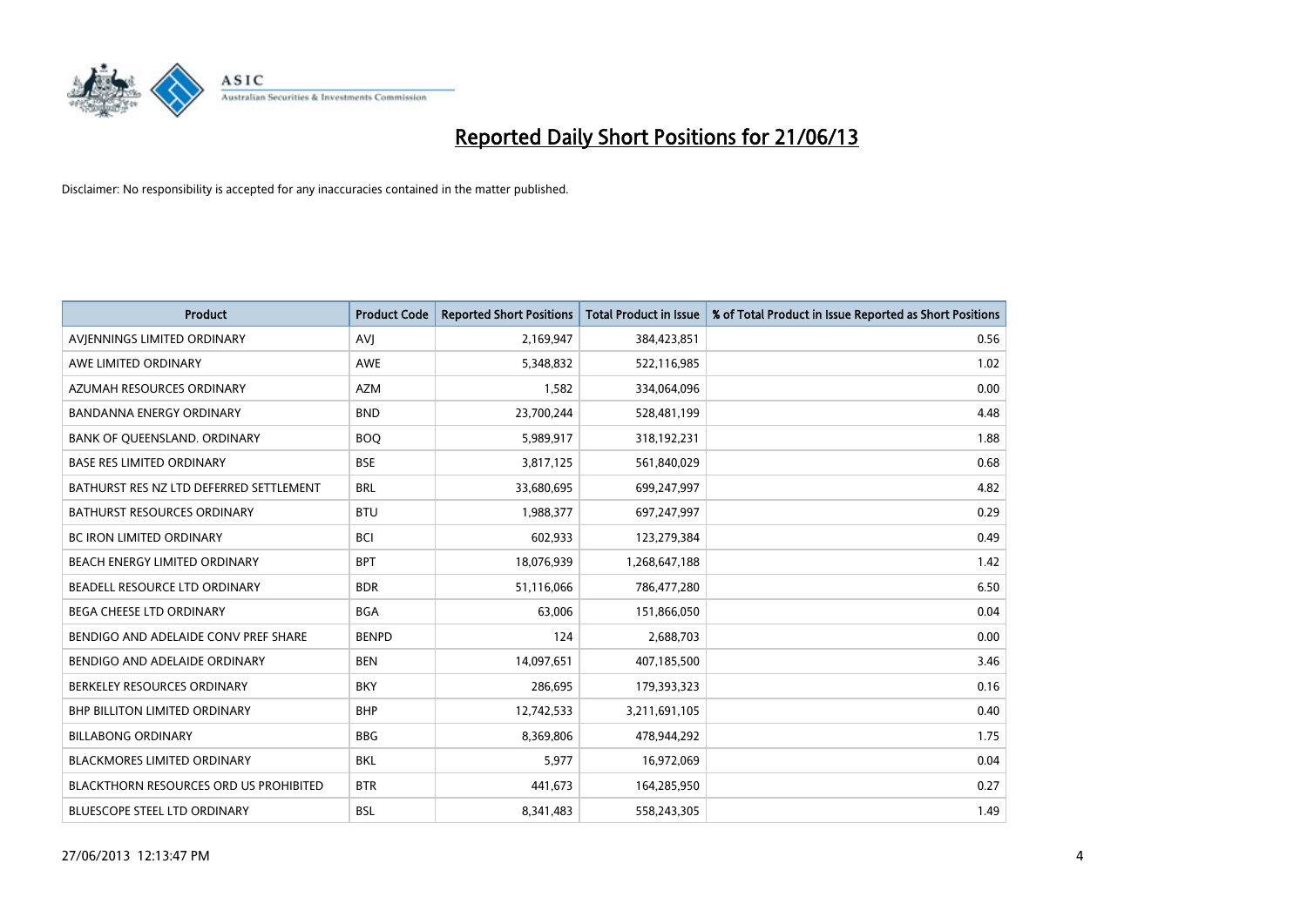# Reported Daily Short Positions for 21/06/13

Disclaimer: No responsibility is accepted for any inaccuracies contained in the matter published.

| Product | Product Code | Reported Short Positions | Total Product in Issue | % of Total Product in Issue Reported as Short Positions |
|---|---|---|---|---|
| AVJENNINGS LIMITED ORDINARY | AVJ | 2,169,947 | 384,423,851 | 0.56 |
| AWE LIMITED ORDINARY | AWE | 5,348,832 | 522,116,985 | 1.02 |
| AZUMAH RESOURCES ORDINARY | AZM | 1,582 | 334,064,096 | 0.00 |
| BANDANNA ENERGY ORDINARY | BND | 23,700,244 | 528,481,199 | 4.48 |
| BANK OF QUEENSLAND. ORDINARY | BOQ | 5,989,917 | 318,192,231 | 1.88 |
| BASE RES LIMITED ORDINARY | BSE | 3,817,125 | 561,840,029 | 0.68 |
| BATHURST RES NZ LTD DEFERRED SETTLEMENT | BRL | 33,680,695 | 699,247,997 | 4.82 |
| BATHURST RESOURCES ORDINARY | BTU | 1,988,377 | 697,247,997 | 0.29 |
| BC IRON LIMITED ORDINARY | BCI | 602,933 | 123,279,384 | 0.49 |
| BEACH ENERGY LIMITED ORDINARY | BPT | 18,076,939 | 1,268,647,188 | 1.42 |
| BEADELL RESOURCE LTD ORDINARY | BDR | 51,116,066 | 786,477,280 | 6.50 |
| BEGA CHEESE LTD ORDINARY | BGA | 63,006 | 151,866,050 | 0.04 |
| BENDIGO AND ADELAIDE CONV PREF SHARE | BENPD | 124 | 2,688,703 | 0.00 |
| BENDIGO AND ADELAIDE ORDINARY | BEN | 14,097,651 | 407,185,500 | 3.46 |
| BERKELEY RESOURCES ORDINARY | BKY | 286,695 | 179,393,323 | 0.16 |
| BHP BILLITON LIMITED ORDINARY | BHP | 12,742,533 | 3,211,691,105 | 0.40 |
| BILLABONG ORDINARY | BBG | 8,369,806 | 478,944,292 | 1.75 |
| BLACKMORES LIMITED ORDINARY | BKL | 5,977 | 16,972,069 | 0.04 |
| BLACKTHORN RESOURCES ORD US PROHIBITED | BTR | 441,673 | 164,285,950 | 0.27 |
| BLUESCOPE STEEL LTD ORDINARY | BSL | 8,341,483 | 558,243,305 | 1.49 |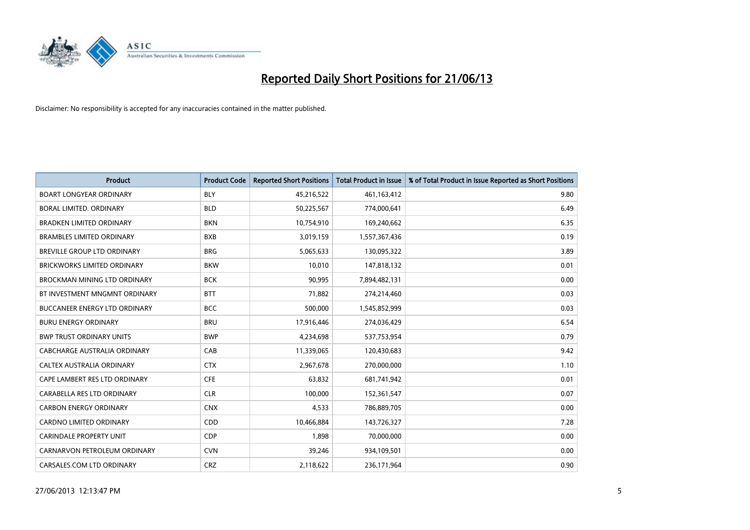# Reported Daily Short Positions for 21/06/13

Disclaimer: No responsibility is accepted for any inaccuracies contained in the matter published.

| Product | Product Code | Reported Short Positions | Total Product in Issue | % of Total Product in Issue Reported as Short Positions |
|---|---|---|---|---|
| BOART LONGYEAR ORDINARY | BLY | 45,216,522 | 461,163,412 | 9.80 |
| BORAL LIMITED. ORDINARY | BLD | 50,225,567 | 774,000,641 | 6.49 |
| BRADKEN LIMITED ORDINARY | BKN | 10,754,910 | 169,240,662 | 6.35 |
| BRAMBLES LIMITED ORDINARY | BXB | 3,019,159 | 1,557,367,436 | 0.19 |
| BREVILLE GROUP LTD ORDINARY | BRG | 5,065,633 | 130,095,322 | 3.89 |
| BRICKWORKS LIMITED ORDINARY | BKW | 10,010 | 147,818,132 | 0.01 |
| BROCKMAN MINING LTD ORDINARY | BCK | 90,995 | 7,894,482,131 | 0.00 |
| BT INVESTMENT MNGMNT ORDINARY | BTT | 71,882 | 274,214,460 | 0.03 |
| BUCCANEER ENERGY LTD ORDINARY | BCC | 500,000 | 1,545,852,999 | 0.03 |
| BURU ENERGY ORDINARY | BRU | 17,916,446 | 274,036,429 | 6.54 |
| BWP TRUST ORDINARY UNITS | BWP | 4,234,698 | 537,753,954 | 0.79 |
| CABCHARGE AUSTRALIA ORDINARY | CAB | 11,339,065 | 120,430,683 | 9.42 |
| CALTEX AUSTRALIA ORDINARY | CTX | 2,967,678 | 270,000,000 | 1.10 |
| CAPE LAMBERT RES LTD ORDINARY | CFE | 63,832 | 681,741,942 | 0.01 |
| CARABELLA RES LTD ORDINARY | CLR | 100,000 | 152,361,547 | 0.07 |
| CARBON ENERGY ORDINARY | CNX | 4,533 | 786,889,705 | 0.00 |
| CARDNO LIMITED ORDINARY | CDD | 10,466,884 | 143,726,327 | 7.28 |
| CARINDALE PROPERTY UNIT | CDP | 1,898 | 70,000,000 | 0.00 |
| CARNARVON PETROLEUM ORDINARY | CVN | 39,246 | 934,109,501 | 0.00 |
| CARSALES.COM LTD ORDINARY | CRZ | 2,118,622 | 236,171,964 | 0.90 |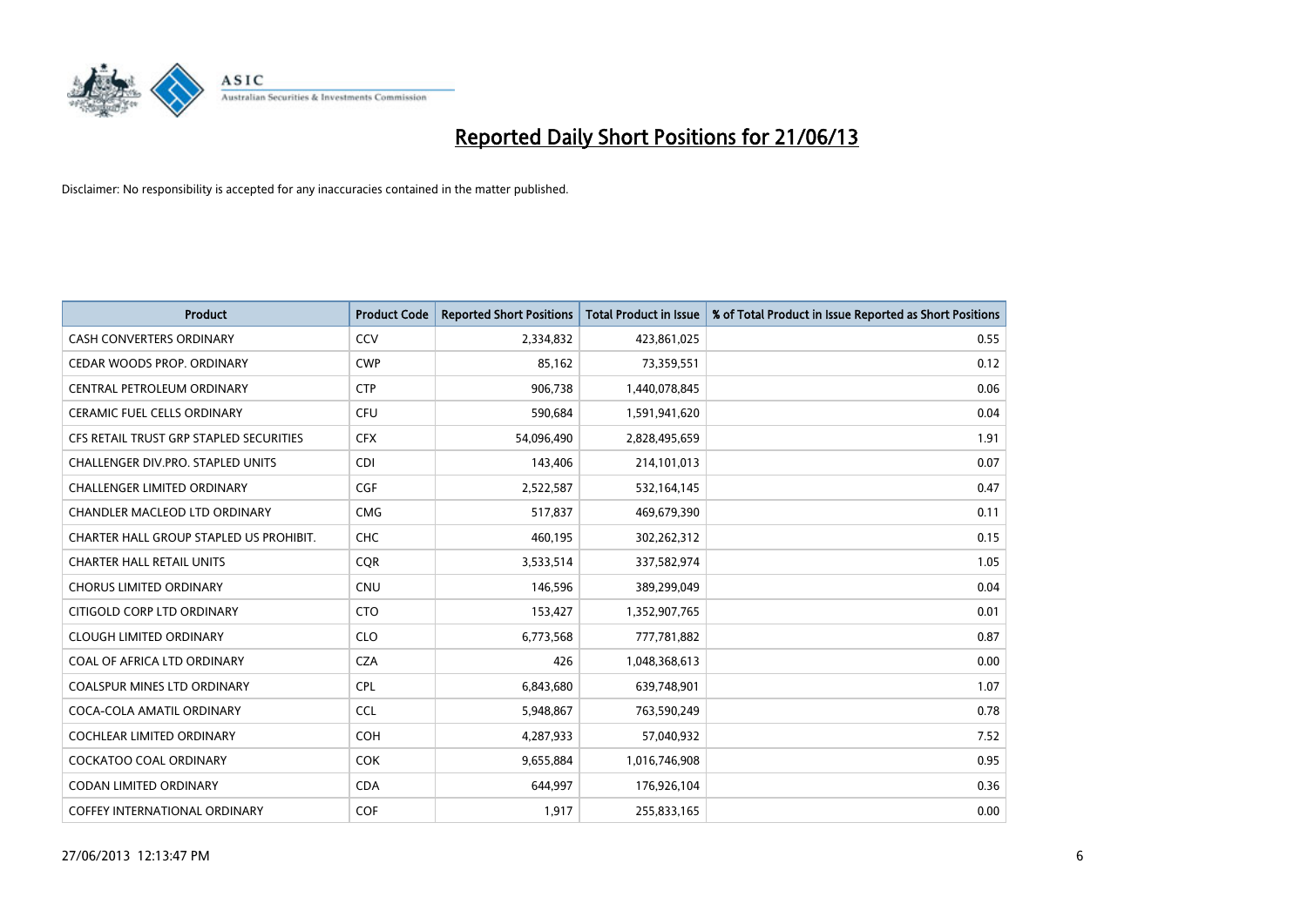# Reported Daily Short Positions for 21/06/13

Disclaimer: No responsibility is accepted for any inaccuracies contained in the matter published.

| Product | Product Code | Reported Short Positions | Total Product in Issue | % of Total Product in Issue Reported as Short Positions |
|---|---|---|---|---|
| CASH CONVERTERS ORDINARY | CCV | 2,334,832 | 423,861,025 | 0.55 |
| CEDAR WOODS PROP. ORDINARY | CWP | 85,162 | 73,359,551 | 0.12 |
| CENTRAL PETROLEUM ORDINARY | CTP | 906,738 | 1,440,078,845 | 0.06 |
| CERAMIC FUEL CELLS ORDINARY | CFU | 590,684 | 1,591,941,620 | 0.04 |
| CFS RETAIL TRUST GRP STAPLED SECURITIES | CFX | 54,096,490 | 2,828,495,659 | 1.91 |
| CHALLENGER DIV.PRO. STAPLED UNITS | CDI | 143,406 | 214,101,013 | 0.07 |
| CHALLENGER LIMITED ORDINARY | CGF | 2,522,587 | 532,164,145 | 0.47 |
| CHANDLER MACLEOD LTD ORDINARY | CMG | 517,837 | 469,679,390 | 0.11 |
| CHARTER HALL GROUP STAPLED US PROHIBIT. | CHC | 460,195 | 302,262,312 | 0.15 |
| CHARTER HALL RETAIL UNITS | CQR | 3,533,514 | 337,582,974 | 1.05 |
| CHORUS LIMITED ORDINARY | CNU | 146,596 | 389,299,049 | 0.04 |
| CITIGOLD CORP LTD ORDINARY | CTO | 153,427 | 1,352,907,765 | 0.01 |
| CLOUGH LIMITED ORDINARY | CLO | 6,773,568 | 777,781,882 | 0.87 |
| COAL OF AFRICA LTD ORDINARY | CZA | 426 | 1,048,368,613 | 0.00 |
| COALSPUR MINES LTD ORDINARY | CPL | 6,843,680 | 639,748,901 | 1.07 |
| COCA-COLA AMATIL ORDINARY | CCL | 5,948,867 | 763,590,249 | 0.78 |
| COCHLEAR LIMITED ORDINARY | COH | 4,287,933 | 57,040,932 | 7.52 |
| COCKATOO COAL ORDINARY | COK | 9,655,884 | 1,016,746,908 | 0.95 |
| CODAN LIMITED ORDINARY | CDA | 644,997 | 176,926,104 | 0.36 |
| COFFEY INTERNATIONAL ORDINARY | COF | 1,917 | 255,833,165 | 0.00 |

27/06/2013 12:13:47 PM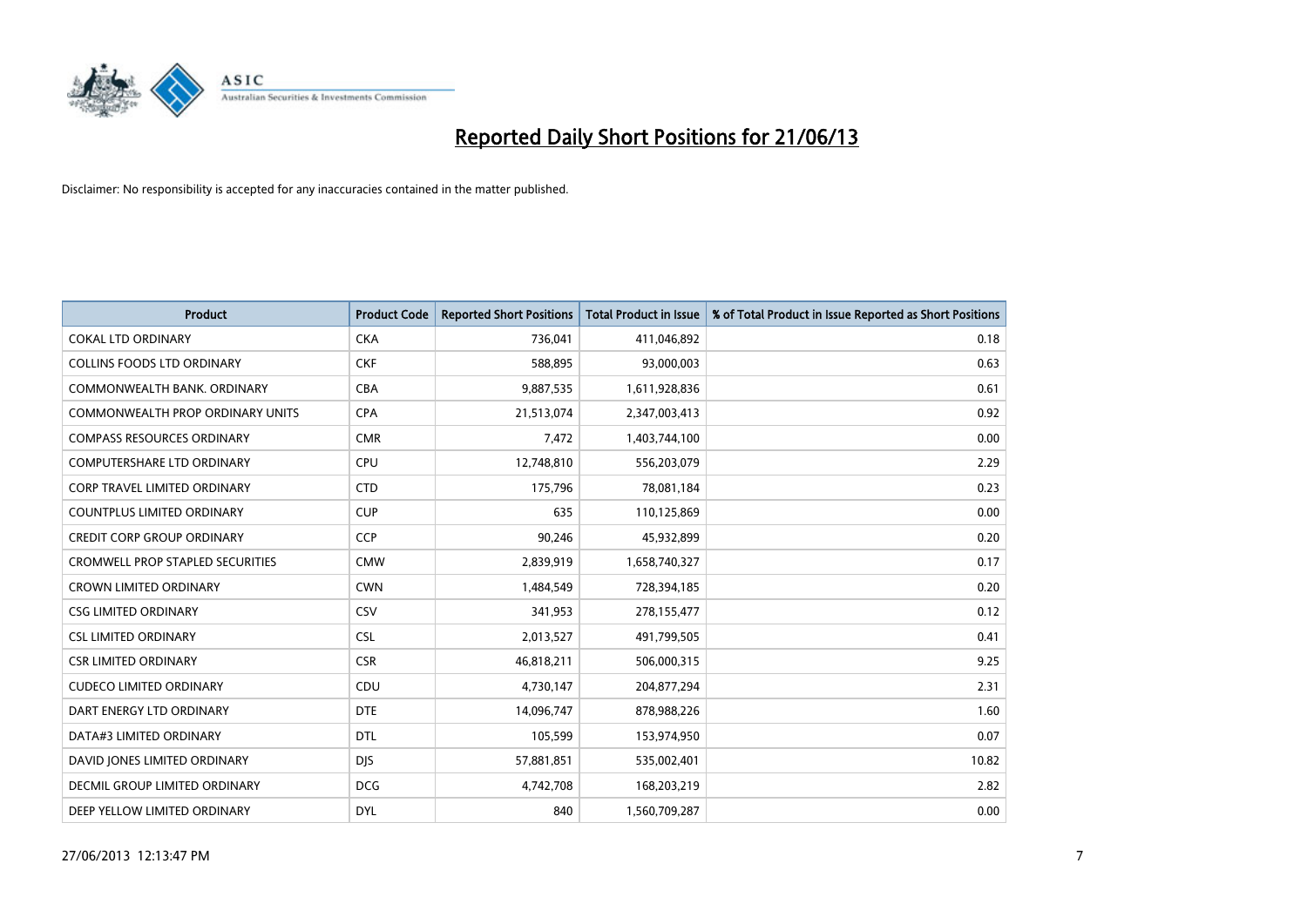# Reported Daily Short Positions for 21/06/13

Disclaimer: No responsibility is accepted for any inaccuracies contained in the matter published.

| Product | Product Code | Reported Short Positions | Total Product in Issue | % of Total Product in Issue Reported as Short Positions |
|---|---|---|---|---|
| COKAL LTD ORDINARY | CKA | 736,041 | 411,046,892 | 0.18 |
| COLLINS FOODS LTD ORDINARY | CKF | 588,895 | 93,000,003 | 0.63 |
| COMMONWEALTH BANK. ORDINARY | CBA | 9,887,535 | 1,611,928,836 | 0.61 |
| COMMONWEALTH PROP ORDINARY UNITS | CPA | 21,513,074 | 2,347,003,413 | 0.92 |
| COMPASS RESOURCES ORDINARY | CMR | 7,472 | 1,403,744,100 | 0.00 |
| COMPUTERSHARE LTD ORDINARY | CPU | 12,748,810 | 556,203,079 | 2.29 |
| CORP TRAVEL LIMITED ORDINARY | CTD | 175,796 | 78,081,184 | 0.23 |
| COUNTPLUS LIMITED ORDINARY | CUP | 635 | 110,125,869 | 0.00 |
| CREDIT CORP GROUP ORDINARY | CCP | 90,246 | 45,932,899 | 0.20 |
| CROMWELL PROP STAPLED SECURITIES | CMW | 2,839,919 | 1,658,740,327 | 0.17 |
| CROWN LIMITED ORDINARY | CWN | 1,484,549 | 728,394,185 | 0.20 |
| CSG LIMITED ORDINARY | CSV | 341,953 | 278,155,477 | 0.12 |
| CSL LIMITED ORDINARY | CSL | 2,013,527 | 491,799,505 | 0.41 |
| CSR LIMITED ORDINARY | CSR | 46,818,211 | 506,000,315 | 9.25 |
| CUDECO LIMITED ORDINARY | CDU | 4,730,147 | 204,877,294 | 2.31 |
| DART ENERGY LTD ORDINARY | DTE | 14,096,747 | 878,988,226 | 1.60 |
| DATA#3 LIMITED ORDINARY | DTL | 105,599 | 153,974,950 | 0.07 |
| DAVID JONES LIMITED ORDINARY | DJS | 57,881,851 | 535,002,401 | 10.82 |
| DECMIL GROUP LIMITED ORDINARY | DCG | 4,742,708 | 168,203,219 | 2.82 |
| DEEP YELLOW LIMITED ORDINARY | DYL | 840 | 1,560,709,287 | 0.00 |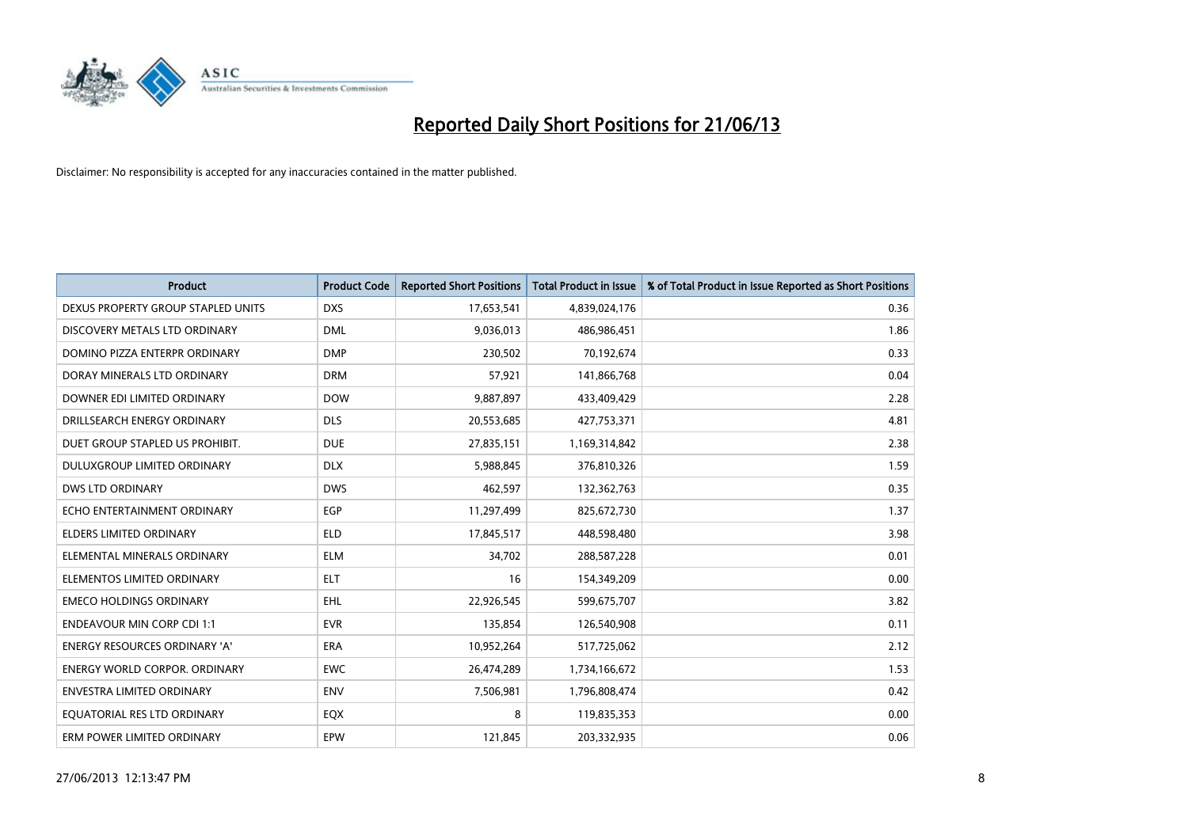# Reported Daily Short Positions for 21/06/13

Disclaimer: No responsibility is accepted for any inaccuracies contained in the matter published.

| Product | Product Code | Reported Short Positions | Total Product in Issue | % of Total Product in Issue Reported as Short Positions |
|---|---|---|---|---|
| DEXUS PROPERTY GROUP STAPLED UNITS | DXS | 17,653,541 | 4,839,024,176 | 0.36 |
| DISCOVERY METALS LTD ORDINARY | DML | 9,036,013 | 486,986,451 | 1.86 |
| DOMINO PIZZA ENTERPR ORDINARY | DMP | 230,502 | 70,192,674 | 0.33 |
| DORAY MINERALS LTD ORDINARY | DRM | 57,921 | 141,866,768 | 0.04 |
| DOWNER EDI LIMITED ORDINARY | DOW | 9,887,897 | 433,409,429 | 2.28 |
| DRILLSEARCH ENERGY ORDINARY | DLS | 20,553,685 | 427,753,371 | 4.81 |
| DUET GROUP STAPLED US PROHIBIT. | DUE | 27,835,151 | 1,169,314,842 | 2.38 |
| DULUXGROUP LIMITED ORDINARY | DLX | 5,988,845 | 376,810,326 | 1.59 |
| DWS LTD ORDINARY | DWS | 462,597 | 132,362,763 | 0.35 |
| ECHO ENTERTAINMENT ORDINARY | EGP | 11,297,499 | 825,672,730 | 1.37 |
| ELDERS LIMITED ORDINARY | ELD | 17,845,517 | 448,598,480 | 3.98 |
| ELEMENTAL MINERALS ORDINARY | ELM | 34,702 | 288,587,228 | 0.01 |
| ELEMENTOS LIMITED ORDINARY | ELT | 16 | 154,349,209 | 0.00 |
| EMECO HOLDINGS ORDINARY | EHL | 22,926,545 | 599,675,707 | 3.82 |
| ENDEAVOUR MIN CORP CDI 1:1 | EVR | 135,854 | 126,540,908 | 0.11 |
| ENERGY RESOURCES ORDINARY 'A' | ERA | 10,952,264 | 517,725,062 | 2.12 |
| ENERGY WORLD CORPOR. ORDINARY | EWC | 26,474,289 | 1,734,166,672 | 1.53 |
| ENVESTRA LIMITED ORDINARY | ENV | 7,506,981 | 1,796,808,474 | 0.42 |
| EQUATORIAL RES LTD ORDINARY | EQX | 8 | 119,835,353 | 0.00 |
| ERM POWER LIMITED ORDINARY | EPW | 121,845 | 203,332,935 | 0.06 |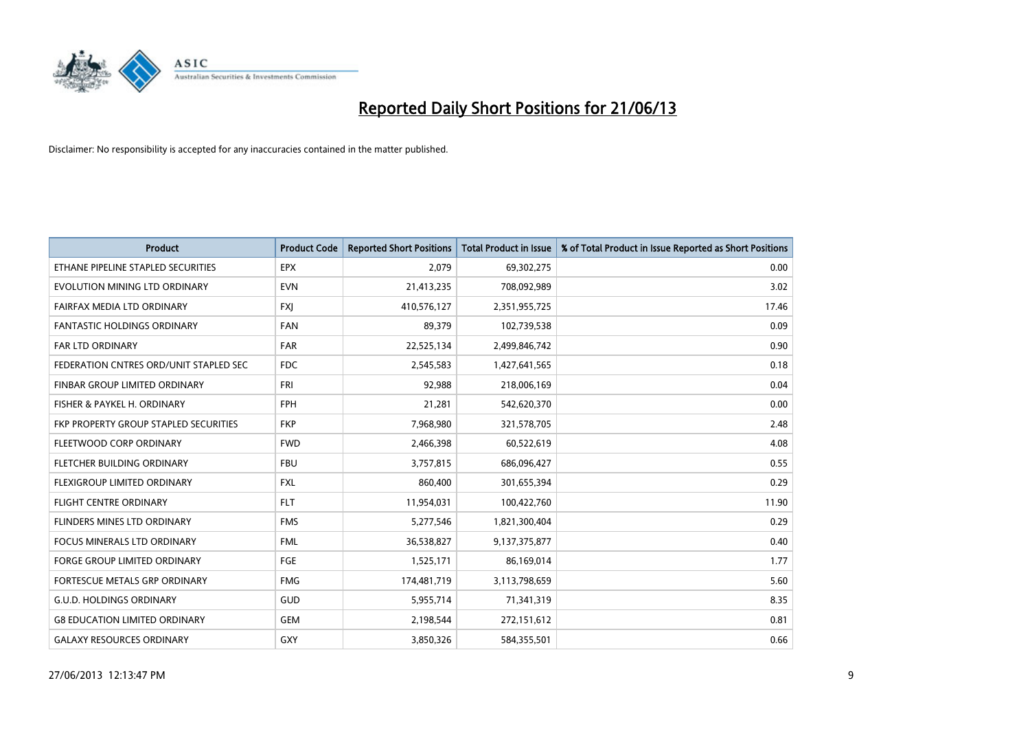# Reported Daily Short Positions for 21/06/13

Disclaimer: No responsibility is accepted for any inaccuracies contained in the matter published.

| Product | Product Code | Reported Short Positions | Total Product in Issue | % of Total Product in Issue Reported as Short Positions |
|---|---|---|---|---|
| ETHANE PIPELINE STAPLED SECURITIES | EPX | 2,079 | 69,302,275 | 0.00 |
| EVOLUTION MINING LTD ORDINARY | EVN | 21,413,235 | 708,092,989 | 3.02 |
| FAIRFAX MEDIA LTD ORDINARY | FXJ | 410,576,127 | 2,351,955,725 | 17.46 |
| FANTASTIC HOLDINGS ORDINARY | FAN | 89,379 | 102,739,538 | 0.09 |
| FAR LTD ORDINARY | FAR | 22,525,134 | 2,499,846,742 | 0.90 |
| FEDERATION CNTRES ORD/UNIT STAPLED SEC | FDC | 2,545,583 | 1,427,641,565 | 0.18 |
| FINBAR GROUP LIMITED ORDINARY | FRI | 92,988 | 218,006,169 | 0.04 |
| FISHER & PAYKEL H. ORDINARY | FPH | 21,281 | 542,620,370 | 0.00 |
| FKP PROPERTY GROUP STAPLED SECURITIES | FKP | 7,968,980 | 321,578,705 | 2.48 |
| FLEETWOOD CORP ORDINARY | FWD | 2,466,398 | 60,522,619 | 4.08 |
| FLETCHER BUILDING ORDINARY | FBU | 3,757,815 | 686,096,427 | 0.55 |
| FLEXIGROUP LIMITED ORDINARY | FXL | 860,400 | 301,655,394 | 0.29 |
| FLIGHT CENTRE ORDINARY | FLT | 11,954,031 | 100,422,760 | 11.90 |
| FLINDERS MINES LTD ORDINARY | FMS | 5,277,546 | 1,821,300,404 | 0.29 |
| FOCUS MINERALS LTD ORDINARY | FML | 36,538,827 | 9,137,375,877 | 0.40 |
| FORGE GROUP LIMITED ORDINARY | FGE | 1,525,171 | 86,169,014 | 1.77 |
| FORTESCUE METALS GRP ORDINARY | FMG | 174,481,719 | 3,113,798,659 | 5.60 |
| G.U.D. HOLDINGS ORDINARY | GUD | 5,955,714 | 71,341,319 | 8.35 |
| G8 EDUCATION LIMITED ORDINARY | GEM | 2,198,544 | 272,151,612 | 0.81 |
| GALAXY RESOURCES ORDINARY | GXY | 3,850,326 | 584,355,501 | 0.66 |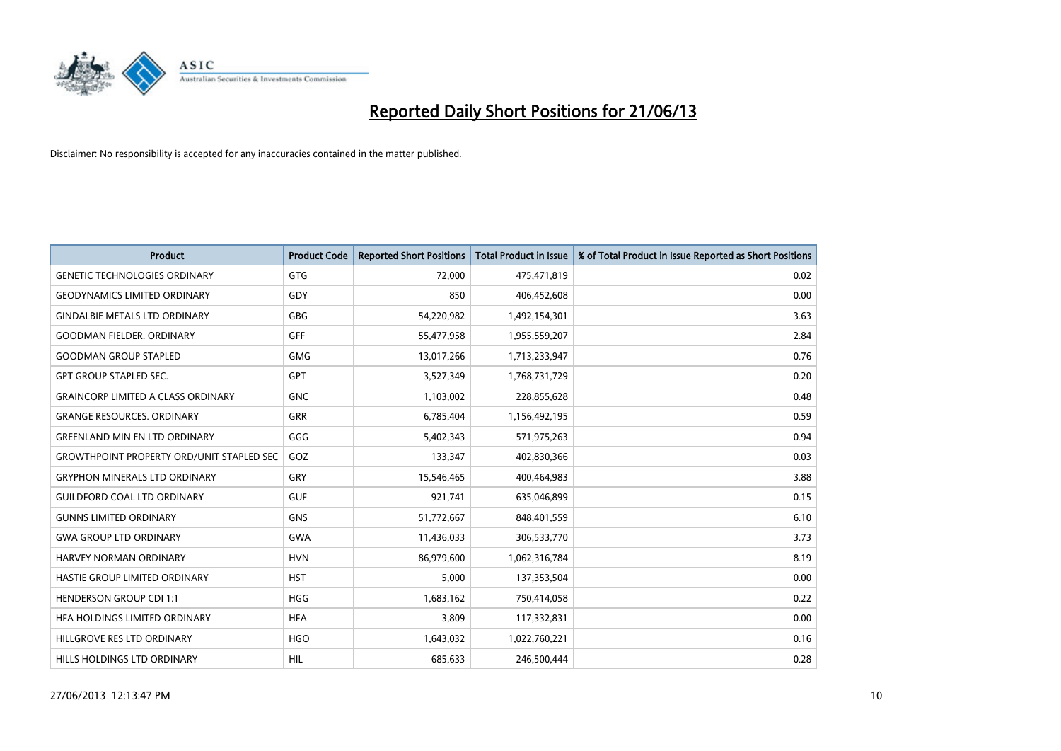# Reported Daily Short Positions for 21/06/13

Disclaimer: No responsibility is accepted for any inaccuracies contained in the matter published.

| Product | Product Code | Reported Short Positions | Total Product in Issue | % of Total Product in Issue Reported as Short Positions |
|---|---|---|---|---|
| GENETIC TECHNOLOGIES ORDINARY | GTG | 72,000 | 475,471,819 | 0.02 |
| GEODYNAMICS LIMITED ORDINARY | GDY | 850 | 406,452,608 | 0.00 |
| GINDALBIE METALS LTD ORDINARY | GBG | 54,220,982 | 1,492,154,301 | 3.63 |
| GOODMAN FIELDER. ORDINARY | GFF | 55,477,958 | 1,955,559,207 | 2.84 |
| GOODMAN GROUP STAPLED | GMG | 13,017,266 | 1,713,233,947 | 0.76 |
| GPT GROUP STAPLED SEC. | GPT | 3,527,349 | 1,768,731,729 | 0.20 |
| GRAINCORP LIMITED A CLASS ORDINARY | GNC | 1,103,002 | 228,855,628 | 0.48 |
| GRANGE RESOURCES. ORDINARY | GRR | 6,785,404 | 1,156,492,195 | 0.59 |
| GREENLAND MIN EN LTD ORDINARY | GGG | 5,402,343 | 571,975,263 | 0.94 |
| GROWTHPOINT PROPERTY ORD/UNIT STAPLED SEC | GOZ | 133,347 | 402,830,366 | 0.03 |
| GRYPHON MINERALS LTD ORDINARY | GRY | 15,546,465 | 400,464,983 | 3.88 |
| GUILDFORD COAL LTD ORDINARY | GUF | 921,741 | 635,046,899 | 0.15 |
| GUNNS LIMITED ORDINARY | GNS | 51,772,667 | 848,401,559 | 6.10 |
| GWA GROUP LTD ORDINARY | GWA | 11,436,033 | 306,533,770 | 3.73 |
| HARVEY NORMAN ORDINARY | HVN | 86,979,600 | 1,062,316,784 | 8.19 |
| HASTIE GROUP LIMITED ORDINARY | HST | 5,000 | 137,353,504 | 0.00 |
| HENDERSON GROUP CDI 1:1 | HGG | 1,683,162 | 750,414,058 | 0.22 |
| HFA HOLDINGS LIMITED ORDINARY | HFA | 3,809 | 117,332,831 | 0.00 |
| HILLGROVE RES LTD ORDINARY | HGO | 1,643,032 | 1,022,760,221 | 0.16 |
| HILLS HOLDINGS LTD ORDINARY | HIL | 685,633 | 246,500,444 | 0.28 |

27/06/2013 12:13:47 PM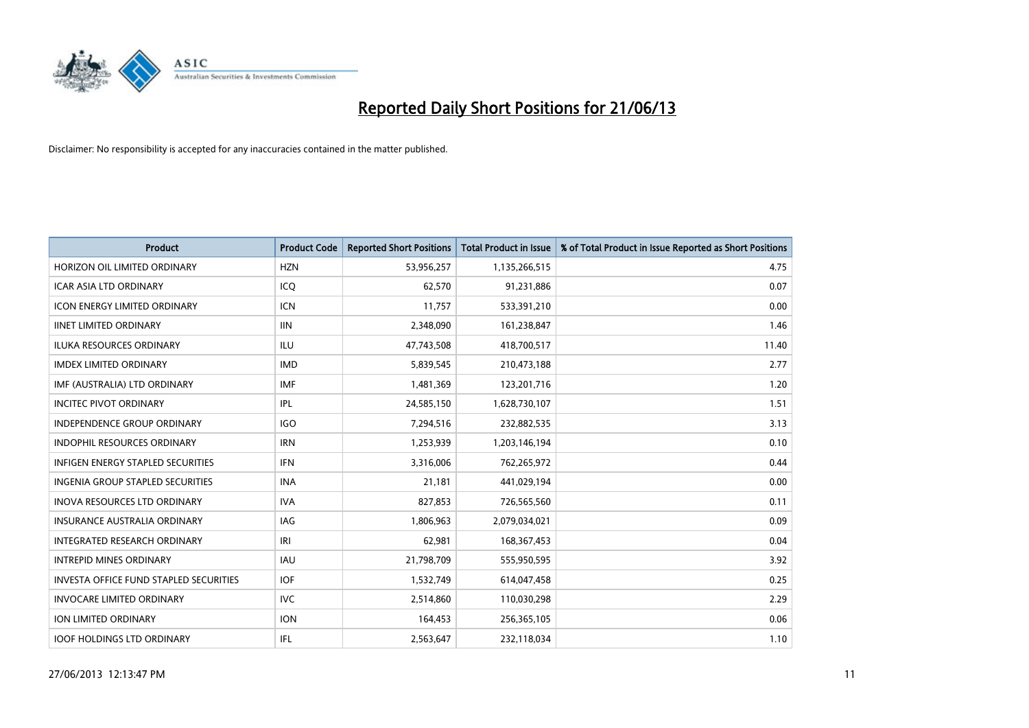# Reported Daily Short Positions for 21/06/13

Disclaimer: No responsibility is accepted for any inaccuracies contained in the matter published.

| Product | Product Code | Reported Short Positions | Total Product in Issue | % of Total Product in Issue Reported as Short Positions |
|---|---|---|---|---|
| HORIZON OIL LIMITED ORDINARY | HZN | 53,956,257 | 1,135,266,515 | 4.75 |
| ICAR ASIA LTD ORDINARY | ICQ | 62,570 | 91,231,886 | 0.07 |
| ICON ENERGY LIMITED ORDINARY | ICN | 11,757 | 533,391,210 | 0.00 |
| IINET LIMITED ORDINARY | IIN | 2,348,090 | 161,238,847 | 1.46 |
| ILUKA RESOURCES ORDINARY | ILU | 47,743,508 | 418,700,517 | 11.40 |
| IMDEX LIMITED ORDINARY | IMD | 5,839,545 | 210,473,188 | 2.77 |
| IMF (AUSTRALIA) LTD ORDINARY | IMF | 1,481,369 | 123,201,716 | 1.20 |
| INCITEC PIVOT ORDINARY | IPL | 24,585,150 | 1,628,730,107 | 1.51 |
| INDEPENDENCE GROUP ORDINARY | IGO | 7,294,516 | 232,882,535 | 3.13 |
| INDOPHIL RESOURCES ORDINARY | IRN | 1,253,939 | 1,203,146,194 | 0.10 |
| INFIGEN ENERGY STAPLED SECURITIES | IFN | 3,316,006 | 762,265,972 | 0.44 |
| INGENIA GROUP STAPLED SECURITIES | INA | 21,181 | 441,029,194 | 0.00 |
| INOVA RESOURCES LTD ORDINARY | IVA | 827,853 | 726,565,560 | 0.11 |
| INSURANCE AUSTRALIA ORDINARY | IAG | 1,806,963 | 2,079,034,021 | 0.09 |
| INTEGRATED RESEARCH ORDINARY | IRI | 62,981 | 168,367,453 | 0.04 |
| INTREPID MINES ORDINARY | IAU | 21,798,709 | 555,950,595 | 3.92 |
| INVESTA OFFICE FUND STAPLED SECURITIES | IOF | 1,532,749 | 614,047,458 | 0.25 |
| INVOCARE LIMITED ORDINARY | IVC | 2,514,860 | 110,030,298 | 2.29 |
| ION LIMITED ORDINARY | ION | 164,453 | 256,365,105 | 0.06 |
| IOOF HOLDINGS LTD ORDINARY | IFL | 2,563,647 | 232,118,034 | 1.10 |

27/06/2013 12:13:47 PM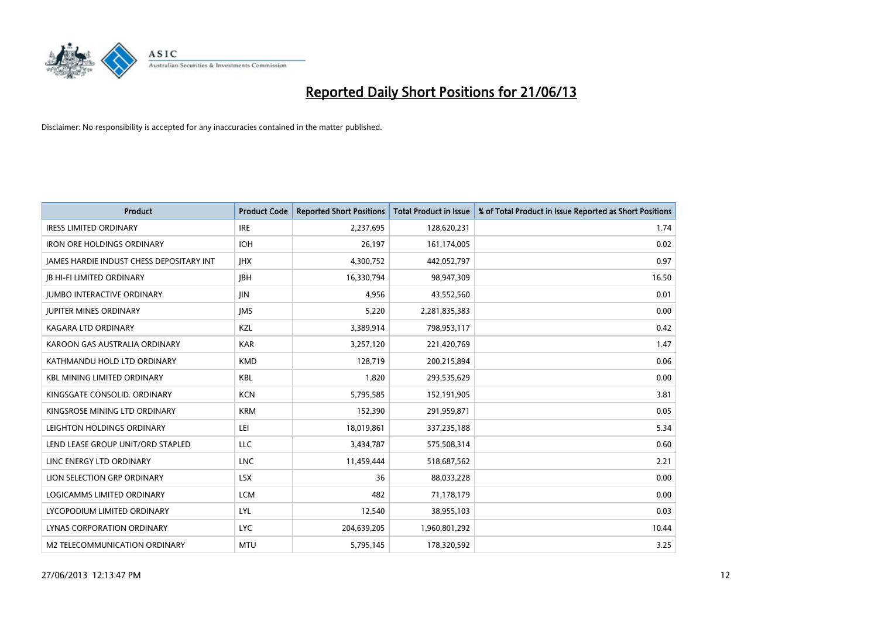# Reported Daily Short Positions for 21/06/13

Disclaimer: No responsibility is accepted for any inaccuracies contained in the matter published.

| Product | Product Code | Reported Short Positions | Total Product in Issue | % of Total Product in Issue Reported as Short Positions |
|---|---|---|---|---|
| IRESS LIMITED ORDINARY | IRE | 2,237,695 | 128,620,231 | 1.74 |
| IRON ORE HOLDINGS ORDINARY | IOH | 26,197 | 161,174,005 | 0.02 |
| JAMES HARDIE INDUST CHESS DEPOSITARY INT | JHX | 4,300,752 | 442,052,797 | 0.97 |
| JB HI-FI LIMITED ORDINARY | JBH | 16,330,794 | 98,947,309 | 16.50 |
| JUMBO INTERACTIVE ORDINARY | JIN | 4,956 | 43,552,560 | 0.01 |
| JUPITER MINES ORDINARY | JMS | 5,220 | 2,281,835,383 | 0.00 |
| KAGARA LTD ORDINARY | KZL | 3,389,914 | 798,953,117 | 0.42 |
| KAROON GAS AUSTRALIA ORDINARY | KAR | 3,257,120 | 221,420,769 | 1.47 |
| KATHMANDU HOLD LTD ORDINARY | KMD | 128,719 | 200,215,894 | 0.06 |
| KBL MINING LIMITED ORDINARY | KBL | 1,820 | 293,535,629 | 0.00 |
| KINGSGATE CONSOLID. ORDINARY | KCN | 5,795,585 | 152,191,905 | 3.81 |
| KINGSROSE MINING LTD ORDINARY | KRM | 152,390 | 291,959,871 | 0.05 |
| LEIGHTON HOLDINGS ORDINARY | LEI | 18,019,861 | 337,235,188 | 5.34 |
| LEND LEASE GROUP UNIT/ORD STAPLED | LLC | 3,434,787 | 575,508,314 | 0.60 |
| LINC ENERGY LTD ORDINARY | LNC | 11,459,444 | 518,687,562 | 2.21 |
| LION SELECTION GRP ORDINARY | LSX | 36 | 88,033,228 | 0.00 |
| LOGICAMMS LIMITED ORDINARY | LCM | 482 | 71,178,179 | 0.00 |
| LYCOPODIUM LIMITED ORDINARY | LYL | 12,540 | 38,955,103 | 0.03 |
| LYNAS CORPORATION ORDINARY | LYC | 204,639,205 | 1,960,801,292 | 10.44 |
| M2 TELECOMMUNICATION ORDINARY | MTU | 5,795,145 | 178,320,592 | 3.25 |

27/06/2013 12:13:47 PM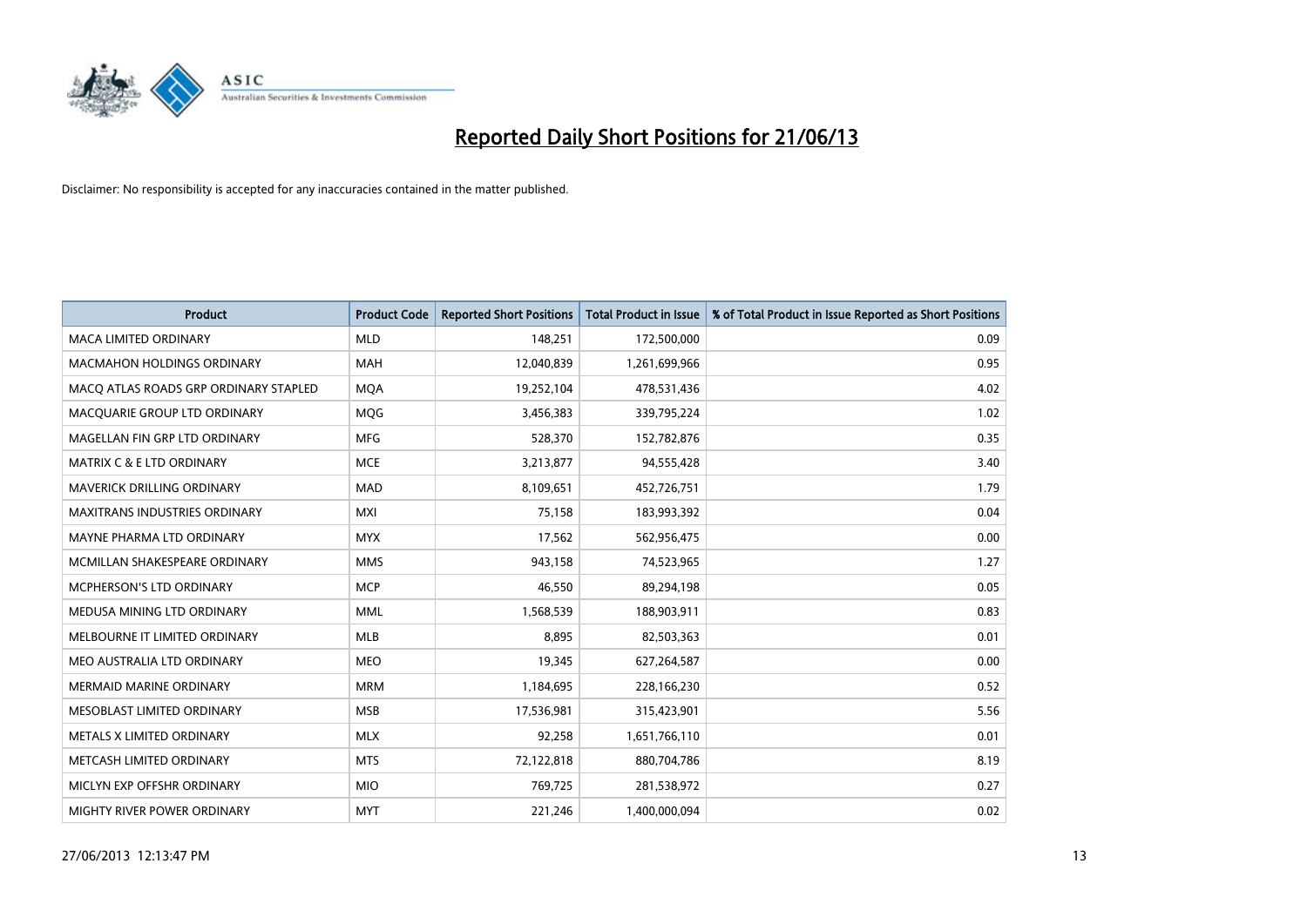# Reported Daily Short Positions for 21/06/13

Disclaimer: No responsibility is accepted for any inaccuracies contained in the matter published.

| Product | Product Code | Reported Short Positions | Total Product in Issue | % of Total Product in Issue Reported as Short Positions |
|---|---|---|---|---|
| MACA LIMITED ORDINARY | MLD | 148,251 | 172,500,000 | 0.09 |
| MACMAHON HOLDINGS ORDINARY | MAH | 12,040,839 | 1,261,699,966 | 0.95 |
| MACQ ATLAS ROADS GRP ORDINARY STAPLED | MQA | 19,252,104 | 478,531,436 | 4.02 |
| MACQUARIE GROUP LTD ORDINARY | MQG | 3,456,383 | 339,795,224 | 1.02 |
| MAGELLAN FIN GRP LTD ORDINARY | MFG | 528,370 | 152,782,876 | 0.35 |
| MATRIX C & E LTD ORDINARY | MCE | 3,213,877 | 94,555,428 | 3.40 |
| MAVERICK DRILLING ORDINARY | MAD | 8,109,651 | 452,726,751 | 1.79 |
| MAXITRANS INDUSTRIES ORDINARY | MXI | 75,158 | 183,993,392 | 0.04 |
| MAYNE PHARMA LTD ORDINARY | MYX | 17,562 | 562,956,475 | 0.00 |
| MCMILLAN SHAKESPEARE ORDINARY | MMS | 943,158 | 74,523,965 | 1.27 |
| MCPHERSON'S LTD ORDINARY | MCP | 46,550 | 89,294,198 | 0.05 |
| MEDUSA MINING LTD ORDINARY | MML | 1,568,539 | 188,903,911 | 0.83 |
| MELBOURNE IT LIMITED ORDINARY | MLB | 8,895 | 82,503,363 | 0.01 |
| MEO AUSTRALIA LTD ORDINARY | MEO | 19,345 | 627,264,587 | 0.00 |
| MERMAID MARINE ORDINARY | MRM | 1,184,695 | 228,166,230 | 0.52 |
| MESOBLAST LIMITED ORDINARY | MSB | 17,536,981 | 315,423,901 | 5.56 |
| METALS X LIMITED ORDINARY | MLX | 92,258 | 1,651,766,110 | 0.01 |
| METCASH LIMITED ORDINARY | MTS | 72,122,818 | 880,704,786 | 8.19 |
| MICLYN EXP OFFSHR ORDINARY | MIO | 769,725 | 281,538,972 | 0.27 |
| MIGHTY RIVER POWER ORDINARY | MYT | 221,246 | 1,400,000,094 | 0.02 |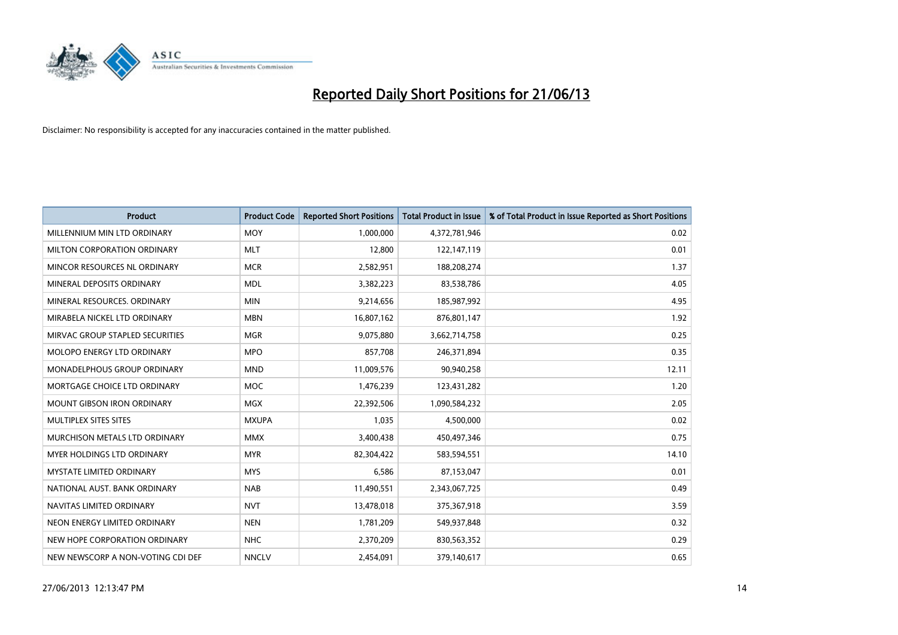# Reported Daily Short Positions for 21/06/13

Disclaimer: No responsibility is accepted for any inaccuracies contained in the matter published.

| Product | Product Code | Reported Short Positions | Total Product in Issue | % of Total Product in Issue Reported as Short Positions |
|---|---|---|---|---|
| MILLENNIUM MIN LTD ORDINARY | MOY | 1,000,000 | 4,372,781,946 | 0.02 |
| MILTON CORPORATION ORDINARY | MLT | 12,800 | 122,147,119 | 0.01 |
| MINCOR RESOURCES NL ORDINARY | MCR | 2,582,951 | 188,208,274 | 1.37 |
| MINERAL DEPOSITS ORDINARY | MDL | 3,382,223 | 83,538,786 | 4.05 |
| MINERAL RESOURCES. ORDINARY | MIN | 9,214,656 | 185,987,992 | 4.95 |
| MIRABELA NICKEL LTD ORDINARY | MBN | 16,807,162 | 876,801,147 | 1.92 |
| MIRVAC GROUP STAPLED SECURITIES | MGR | 9,075,880 | 3,662,714,758 | 0.25 |
| MOLOPO ENERGY LTD ORDINARY | MPO | 857,708 | 246,371,894 | 0.35 |
| MONADELPHOUS GROUP ORDINARY | MND | 11,009,576 | 90,940,258 | 12.11 |
| MORTGAGE CHOICE LTD ORDINARY | MOC | 1,476,239 | 123,431,282 | 1.20 |
| MOUNT GIBSON IRON ORDINARY | MGX | 22,392,506 | 1,090,584,232 | 2.05 |
| MULTIPLEX SITES SITES | MXUPA | 1,035 | 4,500,000 | 0.02 |
| MURCHISON METALS LTD ORDINARY | MMX | 3,400,438 | 450,497,346 | 0.75 |
| MYER HOLDINGS LTD ORDINARY | MYR | 82,304,422 | 583,594,551 | 14.10 |
| MYSTATE LIMITED ORDINARY | MYS | 6,586 | 87,153,047 | 0.01 |
| NATIONAL AUST. BANK ORDINARY | NAB | 11,490,551 | 2,343,067,725 | 0.49 |
| NAVITAS LIMITED ORDINARY | NVT | 13,478,018 | 375,367,918 | 3.59 |
| NEON ENERGY LIMITED ORDINARY | NEN | 1,781,209 | 549,937,848 | 0.32 |
| NEW HOPE CORPORATION ORDINARY | NHC | 2,370,209 | 830,563,352 | 0.29 |
| NEW NEWSCORP A NON-VOTING CDI DEF | NNCLV | 2,454,091 | 379,140,617 | 0.65 |

27/06/2013 12:13:47 PM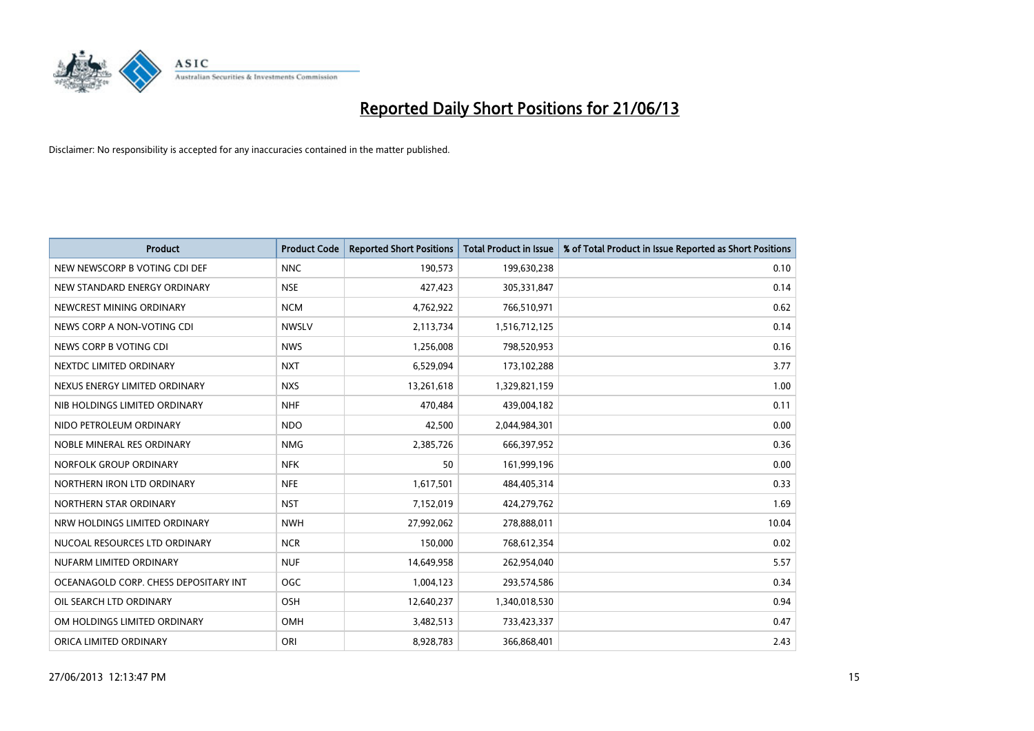# Reported Daily Short Positions for 21/06/13

Disclaimer: No responsibility is accepted for any inaccuracies contained in the matter published.

| Product | Product Code | Reported Short Positions | Total Product in Issue | % of Total Product in Issue Reported as Short Positions |
|---|---|---|---|---|
| NEW NEWSCORP B VOTING CDI DEF | NNC | 190,573 | 199,630,238 | 0.10 |
| NEW STANDARD ENERGY ORDINARY | NSE | 427,423 | 305,331,847 | 0.14 |
| NEWCREST MINING ORDINARY | NCM | 4,762,922 | 766,510,971 | 0.62 |
| NEWS CORP A NON-VOTING CDI | NWSLV | 2,113,734 | 1,516,712,125 | 0.14 |
| NEWS CORP B VOTING CDI | NWS | 1,256,008 | 798,520,953 | 0.16 |
| NEXTDC LIMITED ORDINARY | NXT | 6,529,094 | 173,102,288 | 3.77 |
| NEXUS ENERGY LIMITED ORDINARY | NXS | 13,261,618 | 1,329,821,159 | 1.00 |
| NIB HOLDINGS LIMITED ORDINARY | NHF | 470,484 | 439,004,182 | 0.11 |
| NIDO PETROLEUM ORDINARY | NDO | 42,500 | 2,044,984,301 | 0.00 |
| NOBLE MINERAL RES ORDINARY | NMG | 2,385,726 | 666,397,952 | 0.36 |
| NORFOLK GROUP ORDINARY | NFK | 50 | 161,999,196 | 0.00 |
| NORTHERN IRON LTD ORDINARY | NFE | 1,617,501 | 484,405,314 | 0.33 |
| NORTHERN STAR ORDINARY | NST | 7,152,019 | 424,279,762 | 1.69 |
| NRW HOLDINGS LIMITED ORDINARY | NWH | 27,992,062 | 278,888,011 | 10.04 |
| NUCOAL RESOURCES LTD ORDINARY | NCR | 150,000 | 768,612,354 | 0.02 |
| NUFARM LIMITED ORDINARY | NUF | 14,649,958 | 262,954,040 | 5.57 |
| OCEANAGOLD CORP. CHESS DEPOSITARY INT | OGC | 1,004,123 | 293,574,586 | 0.34 |
| OIL SEARCH LTD ORDINARY | OSH | 12,640,237 | 1,340,018,530 | 0.94 |
| OM HOLDINGS LIMITED ORDINARY | OMH | 3,482,513 | 733,423,337 | 0.47 |
| ORICA LIMITED ORDINARY | ORI | 8,928,783 | 366,868,401 | 2.43 |

27/06/2013 12:13:47 PM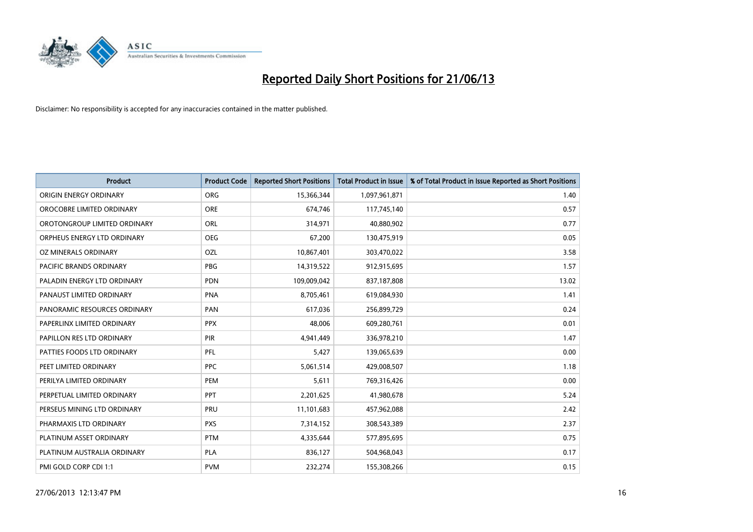# Reported Daily Short Positions for 21/06/13

Disclaimer: No responsibility is accepted for any inaccuracies contained in the matter published.

| Product | Product Code | Reported Short Positions | Total Product in Issue | % of Total Product in Issue Reported as Short Positions |
|---|---|---|---|---|
| ORIGIN ENERGY ORDINARY | ORG | 15,366,344 | 1,097,961,871 | 1.40 |
| OROCOBRE LIMITED ORDINARY | ORE | 674,746 | 117,745,140 | 0.57 |
| OROTONGROUP LIMITED ORDINARY | ORL | 314,971 | 40,880,902 | 0.77 |
| ORPHEUS ENERGY LTD ORDINARY | OEG | 67,200 | 130,475,919 | 0.05 |
| OZ MINERALS ORDINARY | OZL | 10,867,401 | 303,470,022 | 3.58 |
| PACIFIC BRANDS ORDINARY | PBG | 14,319,522 | 912,915,695 | 1.57 |
| PALADIN ENERGY LTD ORDINARY | PDN | 109,009,042 | 837,187,808 | 13.02 |
| PANAUST LIMITED ORDINARY | PNA | 8,705,461 | 619,084,930 | 1.41 |
| PANORAMIC RESOURCES ORDINARY | PAN | 617,036 | 256,899,729 | 0.24 |
| PAPERLINX LIMITED ORDINARY | PPX | 48,006 | 609,280,761 | 0.01 |
| PAPILLON RES LTD ORDINARY | PIR | 4,941,449 | 336,978,210 | 1.47 |
| PATTIES FOODS LTD ORDINARY | PFL | 5,427 | 139,065,639 | 0.00 |
| PEET LIMITED ORDINARY | PPC | 5,061,514 | 429,008,507 | 1.18 |
| PERILYA LIMITED ORDINARY | PEM | 5,611 | 769,316,426 | 0.00 |
| PERPETUAL LIMITED ORDINARY | PPT | 2,201,625 | 41,980,678 | 5.24 |
| PERSEUS MINING LTD ORDINARY | PRU | 11,101,683 | 457,962,088 | 2.42 |
| PHARMAXIS LTD ORDINARY | PXS | 7,314,152 | 308,543,389 | 2.37 |
| PLATINUM ASSET ORDINARY | PTM | 4,335,644 | 577,895,695 | 0.75 |
| PLATINUM AUSTRALIA ORDINARY | PLA | 836,127 | 504,968,043 | 0.17 |
| PMI GOLD CORP CDI 1:1 | PVM | 232,274 | 155,308,266 | 0.15 |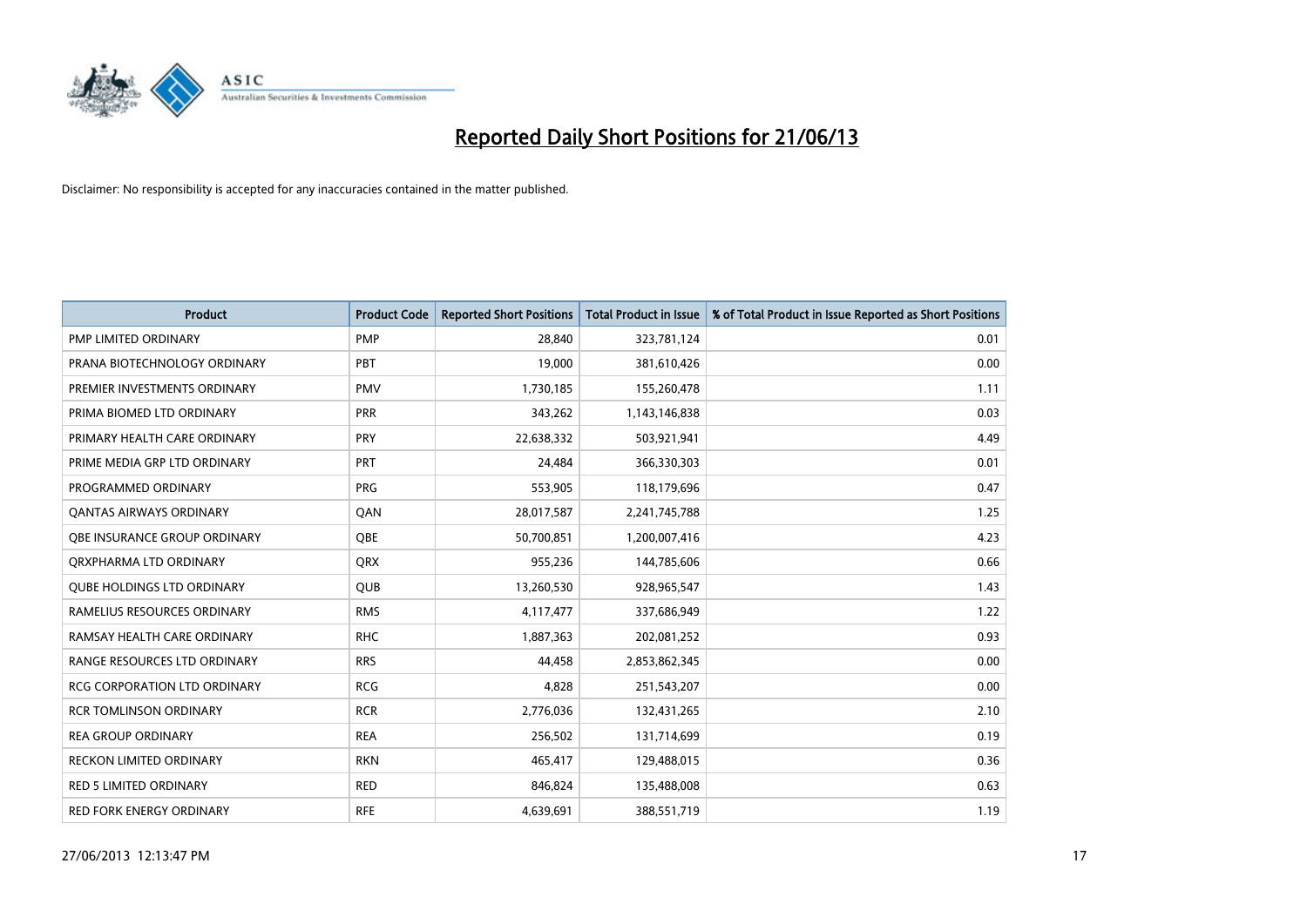# Reported Daily Short Positions for 21/06/13

Disclaimer: No responsibility is accepted for any inaccuracies contained in the matter published.

| Product | Product Code | Reported Short Positions | Total Product in Issue | % of Total Product in Issue Reported as Short Positions |
|---|---|---|---|---|
| PMP LIMITED ORDINARY | PMP | 28,840 | 323,781,124 | 0.01 |
| PRANA BIOTECHNOLOGY ORDINARY | PBT | 19,000 | 381,610,426 | 0.00 |
| PREMIER INVESTMENTS ORDINARY | PMV | 1,730,185 | 155,260,478 | 1.11 |
| PRIMA BIOMED LTD ORDINARY | PRR | 343,262 | 1,143,146,838 | 0.03 |
| PRIMARY HEALTH CARE ORDINARY | PRY | 22,638,332 | 503,921,941 | 4.49 |
| PRIME MEDIA GRP LTD ORDINARY | PRT | 24,484 | 366,330,303 | 0.01 |
| PROGRAMMED ORDINARY | PRG | 553,905 | 118,179,696 | 0.47 |
| QANTAS AIRWAYS ORDINARY | QAN | 28,017,587 | 2,241,745,788 | 1.25 |
| QBE INSURANCE GROUP ORDINARY | QBE | 50,700,851 | 1,200,007,416 | 4.23 |
| QRXPHARMA LTD ORDINARY | QRX | 955,236 | 144,785,606 | 0.66 |
| QUBE HOLDINGS LTD ORDINARY | QUB | 13,260,530 | 928,965,547 | 1.43 |
| RAMELIUS RESOURCES ORDINARY | RMS | 4,117,477 | 337,686,949 | 1.22 |
| RAMSAY HEALTH CARE ORDINARY | RHC | 1,887,363 | 202,081,252 | 0.93 |
| RANGE RESOURCES LTD ORDINARY | RRS | 44,458 | 2,853,862,345 | 0.00 |
| RCG CORPORATION LTD ORDINARY | RCG | 4,828 | 251,543,207 | 0.00 |
| RCR TOMLINSON ORDINARY | RCR | 2,776,036 | 132,431,265 | 2.10 |
| REA GROUP ORDINARY | REA | 256,502 | 131,714,699 | 0.19 |
| RECKON LIMITED ORDINARY | RKN | 465,417 | 129,488,015 | 0.36 |
| RED 5 LIMITED ORDINARY | RED | 846,824 | 135,488,008 | 0.63 |
| RED FORK ENERGY ORDINARY | RFE | 4,639,691 | 388,551,719 | 1.19 |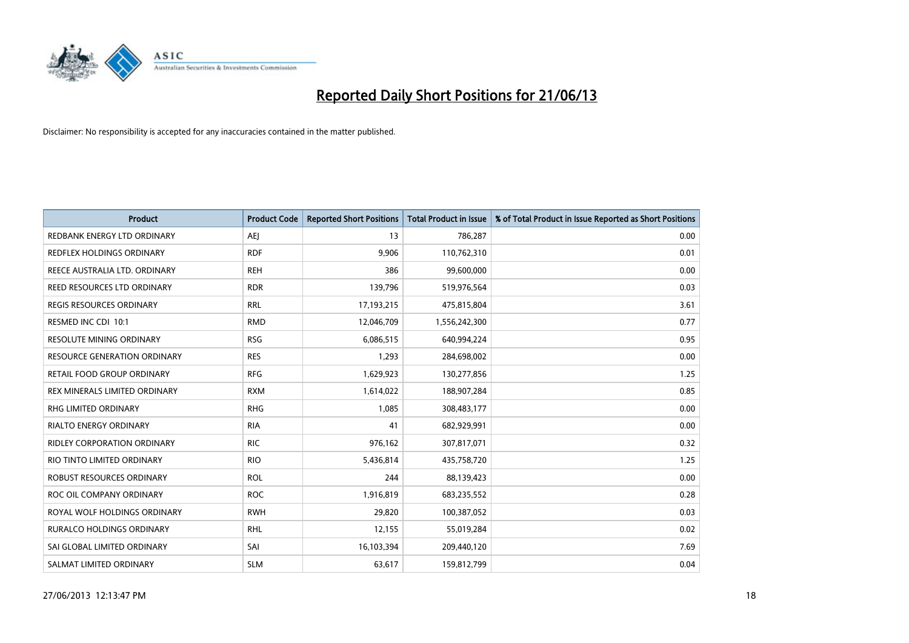# Reported Daily Short Positions for 21/06/13

Disclaimer: No responsibility is accepted for any inaccuracies contained in the matter published.

| Product | Product Code | Reported Short Positions | Total Product in Issue | % of Total Product in Issue Reported as Short Positions |
|---|---|---|---|---|
| REDBANK ENERGY LTD ORDINARY | AEJ | 13 | 786,287 | 0.00 |
| REDFLEX HOLDINGS ORDINARY | RDF | 9,906 | 110,762,310 | 0.01 |
| REECE AUSTRALIA LTD. ORDINARY | REH | 386 | 99,600,000 | 0.00 |
| REED RESOURCES LTD ORDINARY | RDR | 139,796 | 519,976,564 | 0.03 |
| REGIS RESOURCES ORDINARY | RRL | 17,193,215 | 475,815,804 | 3.61 |
| RESMED INC CDI 10:1 | RMD | 12,046,709 | 1,556,242,300 | 0.77 |
| RESOLUTE MINING ORDINARY | RSG | 6,086,515 | 640,994,224 | 0.95 |
| RESOURCE GENERATION ORDINARY | RES | 1,293 | 284,698,002 | 0.00 |
| RETAIL FOOD GROUP ORDINARY | RFG | 1,629,923 | 130,277,856 | 1.25 |
| REX MINERALS LIMITED ORDINARY | RXM | 1,614,022 | 188,907,284 | 0.85 |
| RHG LIMITED ORDINARY | RHG | 1,085 | 308,483,177 | 0.00 |
| RIALTO ENERGY ORDINARY | RIA | 41 | 682,929,991 | 0.00 |
| RIDLEY CORPORATION ORDINARY | RIC | 976,162 | 307,817,071 | 0.32 |
| RIO TINTO LIMITED ORDINARY | RIO | 5,436,814 | 435,758,720 | 1.25 |
| ROBUST RESOURCES ORDINARY | ROL | 244 | 88,139,423 | 0.00 |
| ROC OIL COMPANY ORDINARY | ROC | 1,916,819 | 683,235,552 | 0.28 |
| ROYAL WOLF HOLDINGS ORDINARY | RWH | 29,820 | 100,387,052 | 0.03 |
| RURALCO HOLDINGS ORDINARY | RHL | 12,155 | 55,019,284 | 0.02 |
| SAI GLOBAL LIMITED ORDINARY | SAI | 16,103,394 | 209,440,120 | 7.69 |
| SALMAT LIMITED ORDINARY | SLM | 63,617 | 159,812,799 | 0.04 |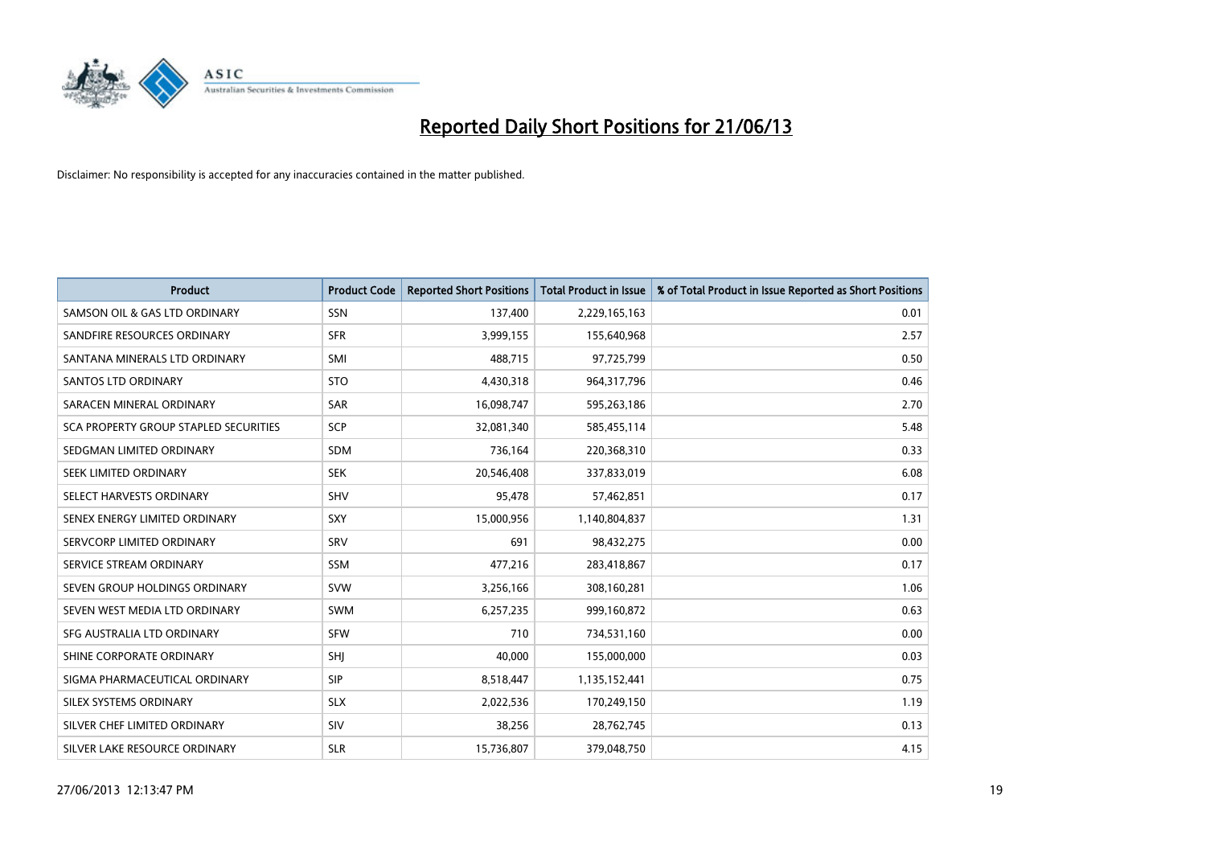# Reported Daily Short Positions for 21/06/13

Disclaimer: No responsibility is accepted for any inaccuracies contained in the matter published.

| Product | Product Code | Reported Short Positions | Total Product in Issue | % of Total Product in Issue Reported as Short Positions |
|---|---|---|---|---|
| SAMSON OIL & GAS LTD ORDINARY | SSN | 137,400 | 2,229,165,163 | 0.01 |
| SANDFIRE RESOURCES ORDINARY | SFR | 3,999,155 | 155,640,968 | 2.57 |
| SANTANA MINERALS LTD ORDINARY | SMI | 488,715 | 97,725,799 | 0.50 |
| SANTOS LTD ORDINARY | STO | 4,430,318 | 964,317,796 | 0.46 |
| SARACEN MINERAL ORDINARY | SAR | 16,098,747 | 595,263,186 | 2.70 |
| SCA PROPERTY GROUP STAPLED SECURITIES | SCP | 32,081,340 | 585,455,114 | 5.48 |
| SEDGMAN LIMITED ORDINARY | SDM | 736,164 | 220,368,310 | 0.33 |
| SEEK LIMITED ORDINARY | SEK | 20,546,408 | 337,833,019 | 6.08 |
| SELECT HARVESTS ORDINARY | SHV | 95,478 | 57,462,851 | 0.17 |
| SENEX ENERGY LIMITED ORDINARY | SXY | 15,000,956 | 1,140,804,837 | 1.31 |
| SERVCORP LIMITED ORDINARY | SRV | 691 | 98,432,275 | 0.00 |
| SERVICE STREAM ORDINARY | SSM | 477,216 | 283,418,867 | 0.17 |
| SEVEN GROUP HOLDINGS ORDINARY | SVW | 3,256,166 | 308,160,281 | 1.06 |
| SEVEN WEST MEDIA LTD ORDINARY | SWM | 6,257,235 | 999,160,872 | 0.63 |
| SFG AUSTRALIA LTD ORDINARY | SFW | 710 | 734,531,160 | 0.00 |
| SHINE CORPORATE ORDINARY | SHJ | 40,000 | 155,000,000 | 0.03 |
| SIGMA PHARMACEUTICAL ORDINARY | SIP | 8,518,447 | 1,135,152,441 | 0.75 |
| SILEX SYSTEMS ORDINARY | SLX | 2,022,536 | 170,249,150 | 1.19 |
| SILVER CHEF LIMITED ORDINARY | SIV | 38,256 | 28,762,745 | 0.13 |
| SILVER LAKE RESOURCE ORDINARY | SLR | 15,736,807 | 379,048,750 | 4.15 |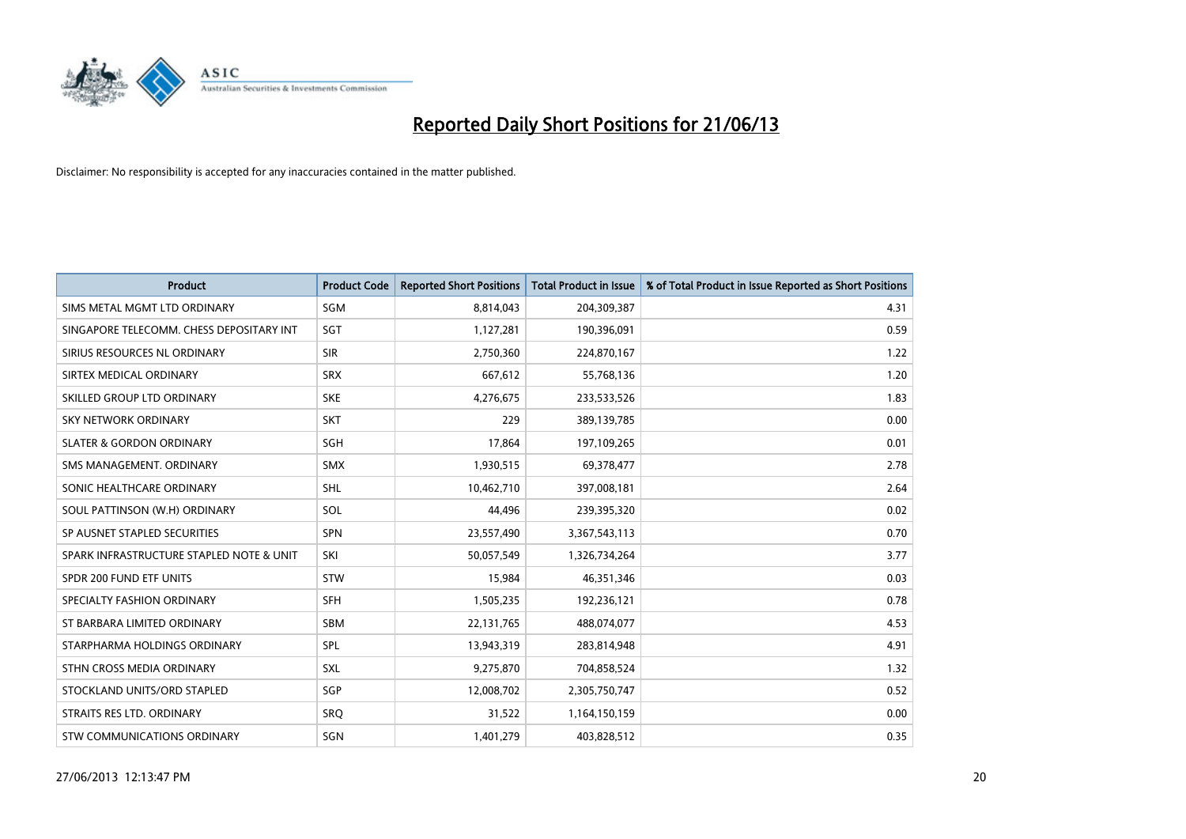# Reported Daily Short Positions for 21/06/13

Disclaimer: No responsibility is accepted for any inaccuracies contained in the matter published.

| Product | Product Code | Reported Short Positions | Total Product in Issue | % of Total Product in Issue Reported as Short Positions |
| --- | --- | --- | --- | --- |
| SIMS METAL MGMT LTD ORDINARY | SGM | 8,814,043 | 204,309,387 | 4.31 |
| SINGAPORE TELECOMM. CHESS DEPOSITARY INT | SGT | 1,127,281 | 190,396,091 | 0.59 |
| SIRIUS RESOURCES NL ORDINARY | SIR | 2,750,360 | 224,870,167 | 1.22 |
| SIRTEX MEDICAL ORDINARY | SRX | 667,612 | 55,768,136 | 1.20 |
| SKILLED GROUP LTD ORDINARY | SKE | 4,276,675 | 233,533,526 | 1.83 |
| SKY NETWORK ORDINARY | SKT | 229 | 389,139,785 | 0.00 |
| SLATER & GORDON ORDINARY | SGH | 17,864 | 197,109,265 | 0.01 |
| SMS MANAGEMENT. ORDINARY | SMX | 1,930,515 | 69,378,477 | 2.78 |
| SONIC HEALTHCARE ORDINARY | SHL | 10,462,710 | 397,008,181 | 2.64 |
| SOUL PATTINSON (W.H) ORDINARY | SOL | 44,496 | 239,395,320 | 0.02 |
| SP AUSNET STAPLED SECURITIES | SPN | 23,557,490 | 3,367,543,113 | 0.70 |
| SPARK INFRASTRUCTURE STAPLED NOTE & UNIT | SKI | 50,057,549 | 1,326,734,264 | 3.77 |
| SPDR 200 FUND ETF UNITS | STW | 15,984 | 46,351,346 | 0.03 |
| SPECIALTY FASHION ORDINARY | SFH | 1,505,235 | 192,236,121 | 0.78 |
| ST BARBARA LIMITED ORDINARY | SBM | 22,131,765 | 488,074,077 | 4.53 |
| STARPHARMA HOLDINGS ORDINARY | SPL | 13,943,319 | 283,814,948 | 4.91 |
| STHN CROSS MEDIA ORDINARY | SXL | 9,275,870 | 704,858,524 | 1.32 |
| STOCKLAND UNITS/ORD STAPLED | SGP | 12,008,702 | 2,305,750,747 | 0.52 |
| STRAITS RES LTD. ORDINARY | SRQ | 31,522 | 1,164,150,159 | 0.00 |
| STW COMMUNICATIONS ORDINARY | SGN | 1,401,279 | 403,828,512 | 0.35 |

27/06/2013 12:13:47 PM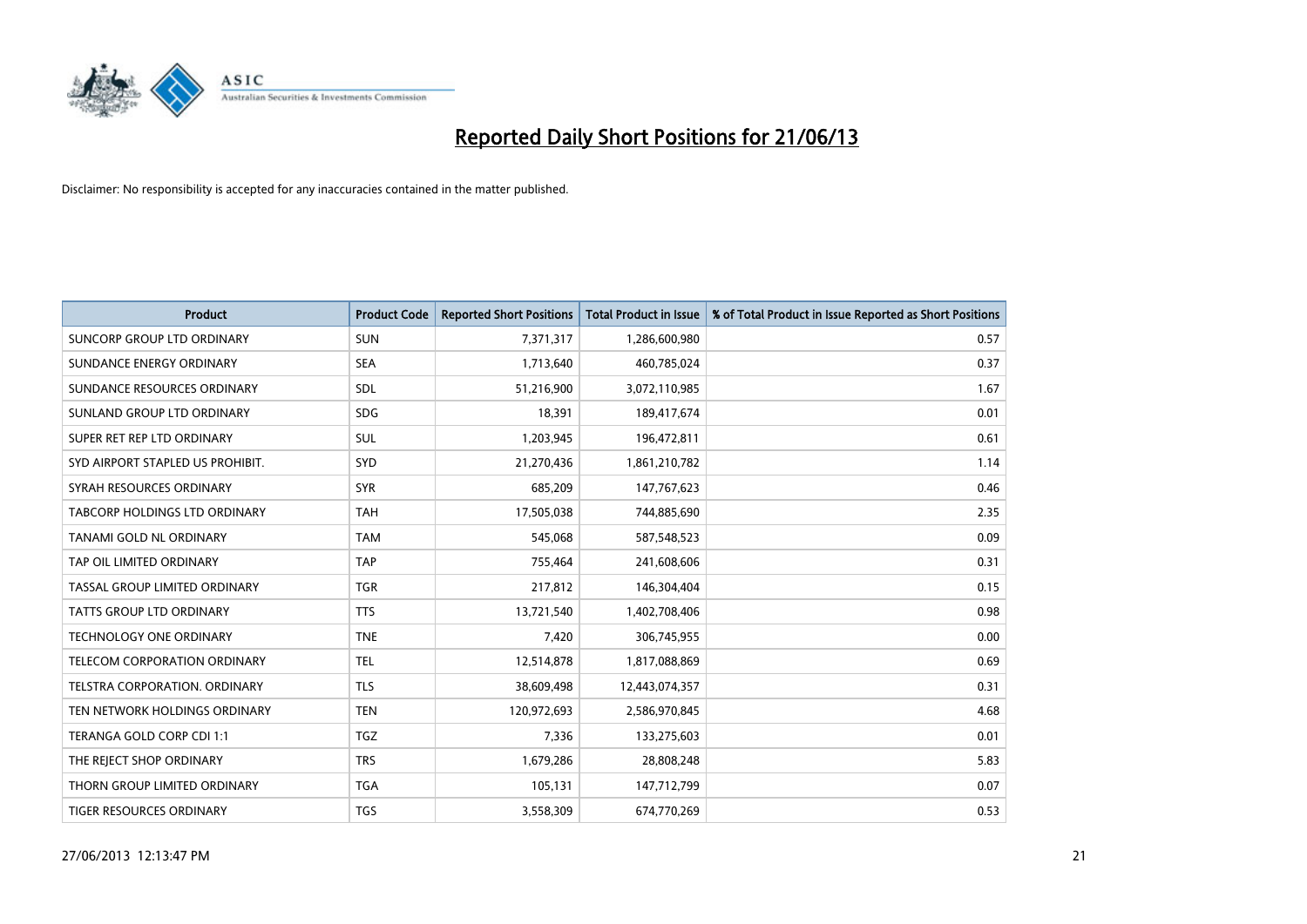# Reported Daily Short Positions for 21/06/13

Disclaimer: No responsibility is accepted for any inaccuracies contained in the matter published.

| Product | Product Code | Reported Short Positions | Total Product in Issue | % of Total Product in Issue Reported as Short Positions |
|---|---|---|---|---|
| SUNCORP GROUP LTD ORDINARY | SUN | 7,371,317 | 1,286,600,980 | 0.57 |
| SUNDANCE ENERGY ORDINARY | SEA | 1,713,640 | 460,785,024 | 0.37 |
| SUNDANCE RESOURCES ORDINARY | SDL | 51,216,900 | 3,072,110,985 | 1.67 |
| SUNLAND GROUP LTD ORDINARY | SDG | 18,391 | 189,417,674 | 0.01 |
| SUPER RET REP LTD ORDINARY | SUL | 1,203,945 | 196,472,811 | 0.61 |
| SYD AIRPORT STAPLED US PROHIBIT. | SYD | 21,270,436 | 1,861,210,782 | 1.14 |
| SYRAH RESOURCES ORDINARY | SYR | 685,209 | 147,767,623 | 0.46 |
| TABCORP HOLDINGS LTD ORDINARY | TAH | 17,505,038 | 744,885,690 | 2.35 |
| TANAMI GOLD NL ORDINARY | TAM | 545,068 | 587,548,523 | 0.09 |
| TAP OIL LIMITED ORDINARY | TAP | 755,464 | 241,608,606 | 0.31 |
| TASSAL GROUP LIMITED ORDINARY | TGR | 217,812 | 146,304,404 | 0.15 |
| TATTS GROUP LTD ORDINARY | TTS | 13,721,540 | 1,402,708,406 | 0.98 |
| TECHNOLOGY ONE ORDINARY | TNE | 7,420 | 306,745,955 | 0.00 |
| TELECOM CORPORATION ORDINARY | TEL | 12,514,878 | 1,817,088,869 | 0.69 |
| TELSTRA CORPORATION. ORDINARY | TLS | 38,609,498 | 12,443,074,357 | 0.31 |
| TEN NETWORK HOLDINGS ORDINARY | TEN | 120,972,693 | 2,586,970,845 | 4.68 |
| TERANGA GOLD CORP CDI 1:1 | TGZ | 7,336 | 133,275,603 | 0.01 |
| THE REJECT SHOP ORDINARY | TRS | 1,679,286 | 28,808,248 | 5.83 |
| THORN GROUP LIMITED ORDINARY | TGA | 105,131 | 147,712,799 | 0.07 |
| TIGER RESOURCES ORDINARY | TGS | 3,558,309 | 674,770,269 | 0.53 |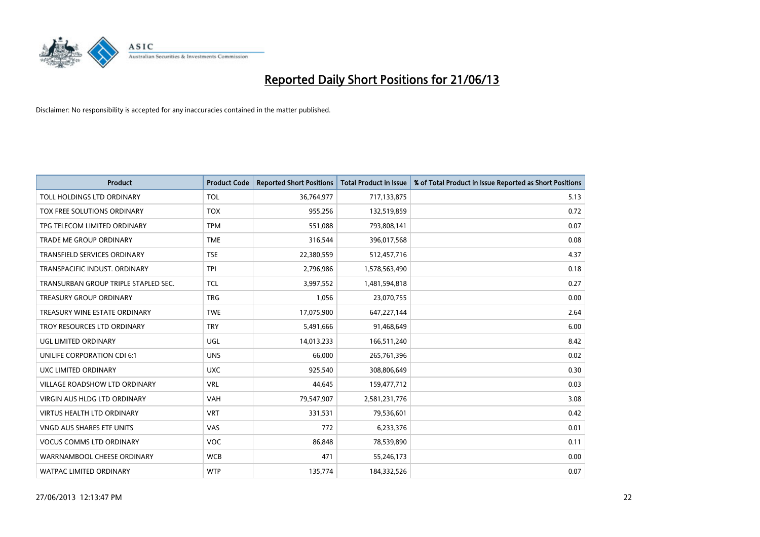# Reported Daily Short Positions for 21/06/13

Disclaimer: No responsibility is accepted for any inaccuracies contained in the matter published.

| Product | Product Code | Reported Short Positions | Total Product in Issue | % of Total Product in Issue Reported as Short Positions |
|---|---|---|---|---|
| TOLL HOLDINGS LTD ORDINARY | TOL | 36,764,977 | 717,133,875 | 5.13 |
| TOX FREE SOLUTIONS ORDINARY | TOX | 955,256 | 132,519,859 | 0.72 |
| TPG TELECOM LIMITED ORDINARY | TPM | 551,088 | 793,808,141 | 0.07 |
| TRADE ME GROUP ORDINARY | TME | 316,544 | 396,017,568 | 0.08 |
| TRANSFIELD SERVICES ORDINARY | TSE | 22,380,559 | 512,457,716 | 4.37 |
| TRANSPACIFIC INDUST. ORDINARY | TPI | 2,796,986 | 1,578,563,490 | 0.18 |
| TRANSURBAN GROUP TRIPLE STAPLED SEC. | TCL | 3,997,552 | 1,481,594,818 | 0.27 |
| TREASURY GROUP ORDINARY | TRG | 1,056 | 23,070,755 | 0.00 |
| TREASURY WINE ESTATE ORDINARY | TWE | 17,075,900 | 647,227,144 | 2.64 |
| TROY RESOURCES LTD ORDINARY | TRY | 5,491,666 | 91,468,649 | 6.00 |
| UGL LIMITED ORDINARY | UGL | 14,013,233 | 166,511,240 | 8.42 |
| UNILIFE CORPORATION CDI 6:1 | UNS | 66,000 | 265,761,396 | 0.02 |
| UXC LIMITED ORDINARY | UXC | 925,540 | 308,806,649 | 0.30 |
| VILLAGE ROADSHOW LTD ORDINARY | VRL | 44,645 | 159,477,712 | 0.03 |
| VIRGIN AUS HLDG LTD ORDINARY | VAH | 79,547,907 | 2,581,231,776 | 3.08 |
| VIRTUS HEALTH LTD ORDINARY | VRT | 331,531 | 79,536,601 | 0.42 |
| VNGD AUS SHARES ETF UNITS | VAS | 772 | 6,233,376 | 0.01 |
| VOCUS COMMS LTD ORDINARY | VOC | 86,848 | 78,539,890 | 0.11 |
| WARRNAMBOOL CHEESE ORDINARY | WCB | 471 | 55,246,173 | 0.00 |
| WATPAC LIMITED ORDINARY | WTP | 135,774 | 184,332,526 | 0.07 |

27/06/2013 12:13:47 PM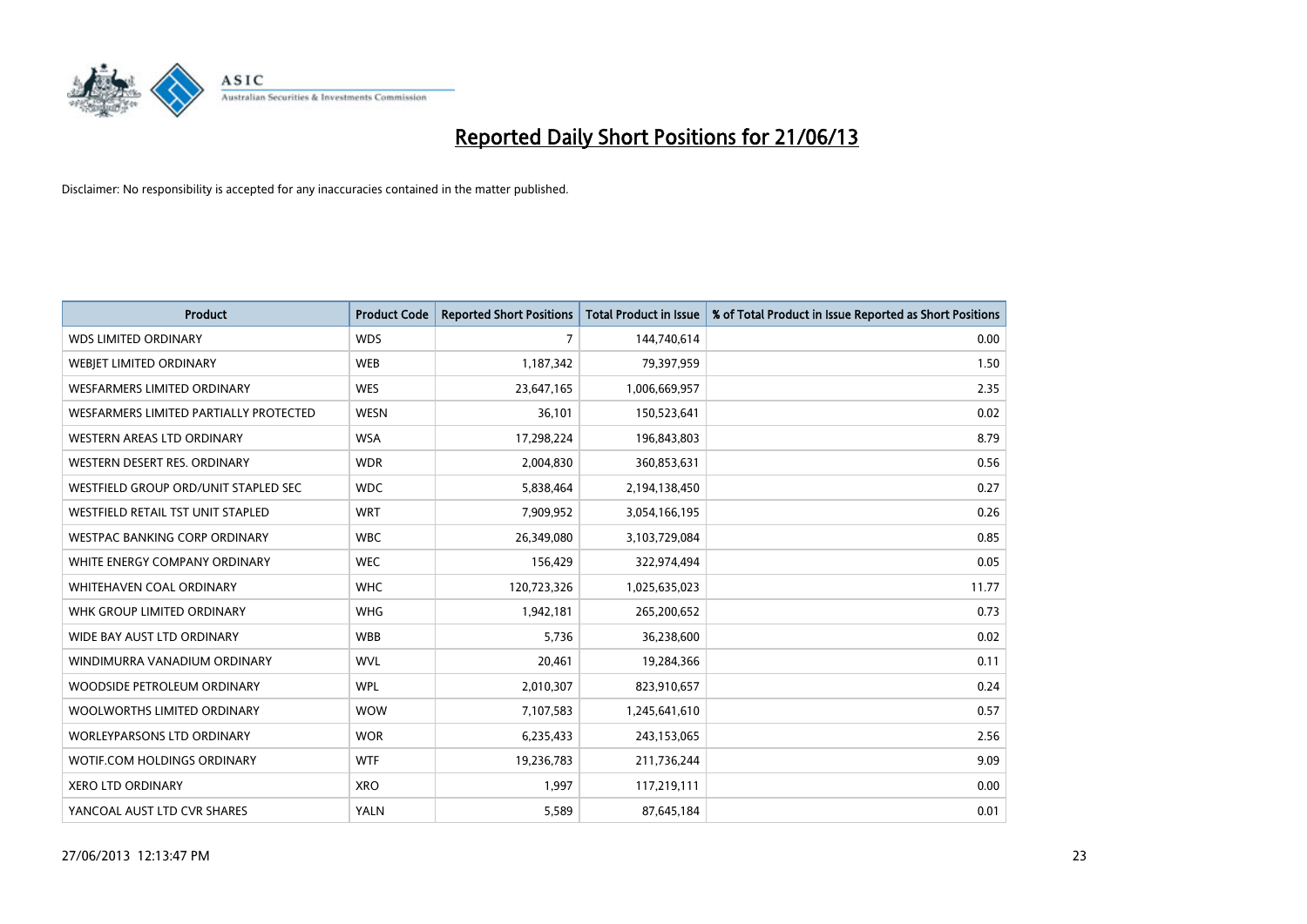# Reported Daily Short Positions for 21/06/13

Disclaimer: No responsibility is accepted for any inaccuracies contained in the matter published.

| Product | Product Code | Reported Short Positions | Total Product in Issue | % of Total Product in Issue Reported as Short Positions |
|---|---|---|---|---|
| WDS LIMITED ORDINARY | WDS | 7 | 144,740,614 | 0.00 |
| WEBJET LIMITED ORDINARY | WEB | 1,187,342 | 79,397,959 | 1.50 |
| WESFARMERS LIMITED ORDINARY | WES | 23,647,165 | 1,006,669,957 | 2.35 |
| WESFARMERS LIMITED PARTIALLY PROTECTED | WESN | 36,101 | 150,523,641 | 0.02 |
| WESTERN AREAS LTD ORDINARY | WSA | 17,298,224 | 196,843,803 | 8.79 |
| WESTERN DESERT RES. ORDINARY | WDR | 2,004,830 | 360,853,631 | 0.56 |
| WESTFIELD GROUP ORD/UNIT STAPLED SEC | WDC | 5,838,464 | 2,194,138,450 | 0.27 |
| WESTFIELD RETAIL TST UNIT STAPLED | WRT | 7,909,952 | 3,054,166,195 | 0.26 |
| WESTPAC BANKING CORP ORDINARY | WBC | 26,349,080 | 3,103,729,084 | 0.85 |
| WHITE ENERGY COMPANY ORDINARY | WEC | 156,429 | 322,974,494 | 0.05 |
| WHITEHAVEN COAL ORDINARY | WHC | 120,723,326 | 1,025,635,023 | 11.77 |
| WHK GROUP LIMITED ORDINARY | WHG | 1,942,181 | 265,200,652 | 0.73 |
| WIDE BAY AUST LTD ORDINARY | WBB | 5,736 | 36,238,600 | 0.02 |
| WINDIMURRA VANADIUM ORDINARY | WVL | 20,461 | 19,284,366 | 0.11 |
| WOODSIDE PETROLEUM ORDINARY | WPL | 2,010,307 | 823,910,657 | 0.24 |
| WOOLWORTHS LIMITED ORDINARY | WOW | 7,107,583 | 1,245,641,610 | 0.57 |
| WORLEYPARSONS LTD ORDINARY | WOR | 6,235,433 | 243,153,065 | 2.56 |
| WOTIF.COM HOLDINGS ORDINARY | WTF | 19,236,783 | 211,736,244 | 9.09 |
| XERO LTD ORDINARY | XRO | 1,997 | 117,219,111 | 0.00 |
| YANCOAL AUST LTD CVR SHARES | YALN | 5,589 | 87,645,184 | 0.01 |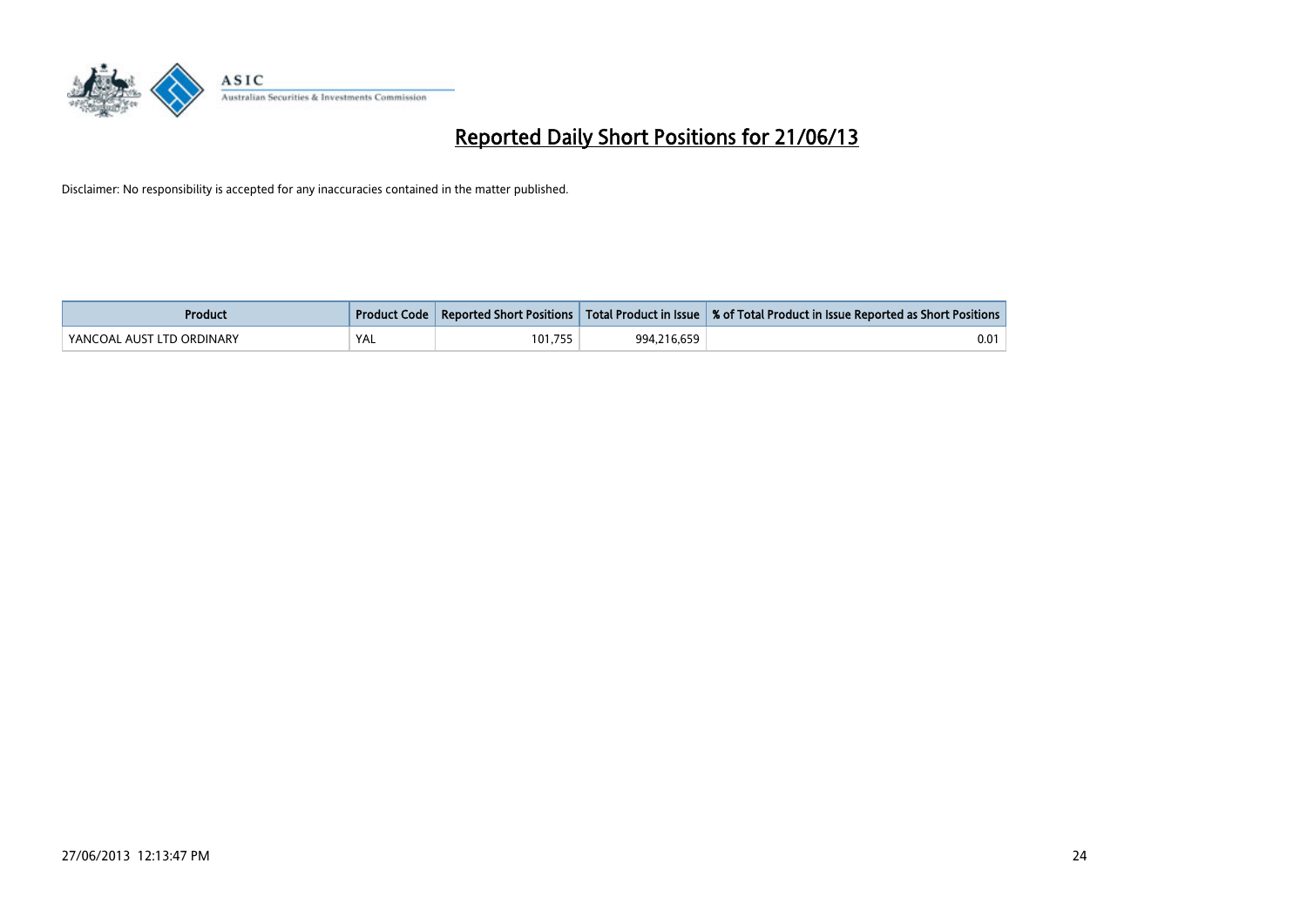# Reported Daily Short Positions for 21/06/13

Disclaimer: No responsibility is accepted for any inaccuracies contained in the matter published.

| Product | Product Code | Reported Short Positions | Total Product in Issue | % of Total Product in Issue Reported as Short Positions |
|---|---|---|---|---|
| YANCOAL AUST LTD ORDINARY | YAL | 101,755 | 994,216,659 | 0.01 |

27/06/2013 12:13:47 PM